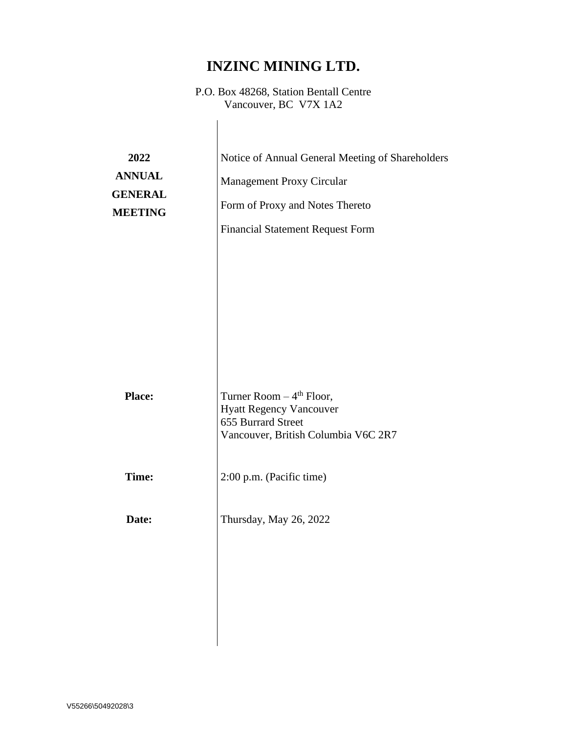# INZINC MINING LTD.

P.O. Box 48268, Station Bentall Centre
Vancouver, BC V7X 1A2

| | |
|---|---|
| **2022 ANNUAL GENERAL MEETING** | Notice of Annual General Meeting of Shareholders<br>Management Proxy Circular<br>Form of Proxy and Notes Thereto<br>Financial Statement Request Form |
| **Place:** | Turner Room – 4th Floor,<br>Hyatt Regency Vancouver<br>655 Burrard Street<br>Vancouver, British Columbia V6C 2R7 |
| **Time:** | 2:00 p.m. (Pacific time) |
| **Date:** | Thursday, May 26, 2022 |

V55266\50492028\3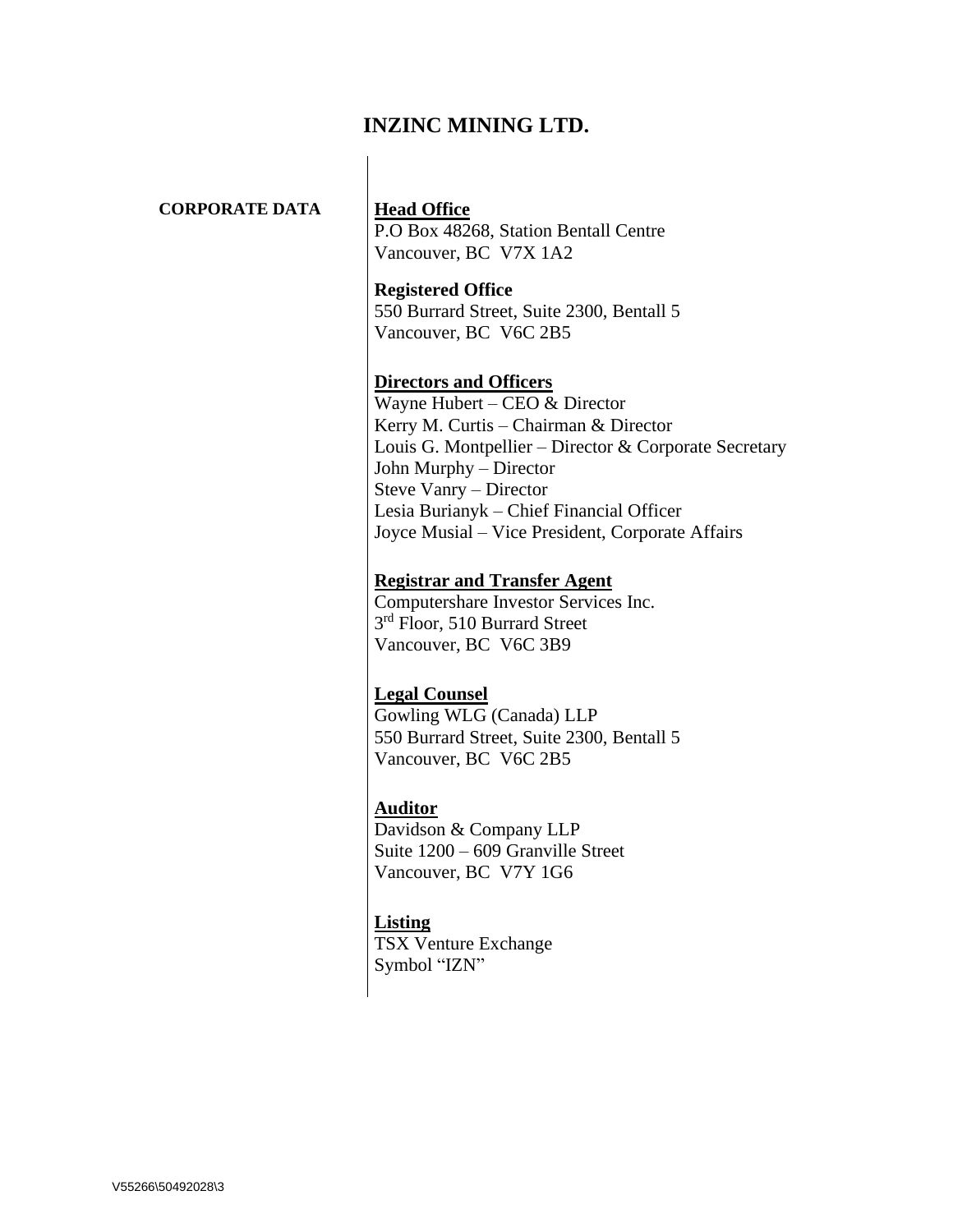# INZINC MINING LTD.

**CORPORATE DATA**

**Head Office**
P.O Box 48268, Station Bentall Centre
Vancouver, BC V7X 1A2

**Registered Office**
550 Burrard Street, Suite 2300, Bentall 5
Vancouver, BC V6C 2B5

**Directors and Officers**
Wayne Hubert – CEO & Director
Kerry M. Curtis – Chairman & Director
Louis G. Montpellier – Director & Corporate Secretary
John Murphy – Director
Steve Vanry – Director
Lesia Burianyk – Chief Financial Officer
Joyce Musial – Vice President, Corporate Affairs

**Registrar and Transfer Agent**
Computershare Investor Services Inc.
3rd Floor, 510 Burrard Street
Vancouver, BC V6C 3B9

**Legal Counsel**
Gowling WLG (Canada) LLP
550 Burrard Street, Suite 2300, Bentall 5
Vancouver, BC V6C 2B5

**Auditor**
Davidson & Company LLP
Suite 1200 – 609 Granville Street
Vancouver, BC V7Y 1G6

**Listing**
TSX Venture Exchange
Symbol "IZN"

V55266\50492028\3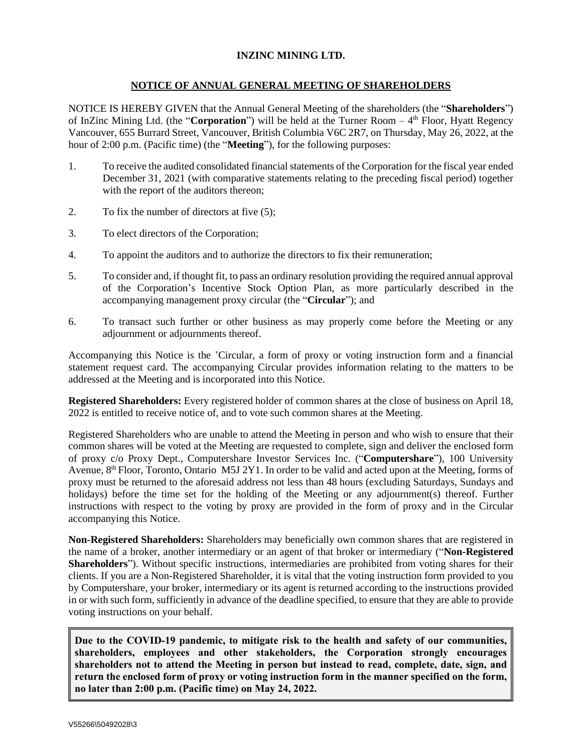# INZINC MINING LTD.

## NOTICE OF ANNUAL GENERAL MEETING OF SHAREHOLDERS

NOTICE IS HEREBY GIVEN that the Annual General Meeting of the shareholders (the "**Shareholders**") of InZinc Mining Ltd. (the "**Corporation**") will be held at the Turner Room – 4th Floor, Hyatt Regency Vancouver, 655 Burrard Street, Vancouver, British Columbia V6C 2R7, on Thursday, May 26, 2022, at the hour of 2:00 p.m. (Pacific time) (the "**Meeting**"), for the following purposes:

1. To receive the audited consolidated financial statements of the Corporation for the fiscal year ended December 31, 2021 (with comparative statements relating to the preceding fiscal period) together with the report of the auditors thereon;
2. To fix the number of directors at five (5);
3. To elect directors of the Corporation;
4. To appoint the auditors and to authorize the directors to fix their remuneration;
5. To consider and, if thought fit, to pass an ordinary resolution providing the required annual approval of the Corporation's Incentive Stock Option Plan, as more particularly described in the accompanying management proxy circular (the "**Circular**"); and
6. To transact such further or other business as may properly come before the Meeting or any adjournment or adjournments thereof.

Accompanying this Notice is the 'Circular, a form of proxy or voting instruction form and a financial statement request card. The accompanying Circular provides information relating to the matters to be addressed at the Meeting and is incorporated into this Notice.

**Registered Shareholders:** Every registered holder of common shares at the close of business on April 18, 2022 is entitled to receive notice of, and to vote such common shares at the Meeting.

Registered Shareholders who are unable to attend the Meeting in person and who wish to ensure that their common shares will be voted at the Meeting are requested to complete, sign and deliver the enclosed form of proxy c/o Proxy Dept., Computershare Investor Services Inc. ("**Computershare**"), 100 University Avenue, 8th Floor, Toronto, Ontario M5J 2Y1. In order to be valid and acted upon at the Meeting, forms of proxy must be returned to the aforesaid address not less than 48 hours (excluding Saturdays, Sundays and holidays) before the time set for the holding of the Meeting or any adjournment(s) thereof. Further instructions with respect to the voting by proxy are provided in the form of proxy and in the Circular accompanying this Notice.

**Non-Registered Shareholders:** Shareholders may beneficially own common shares that are registered in the name of a broker, another intermediary or an agent of that broker or intermediary ("**Non-Registered Shareholders**"). Without specific instructions, intermediaries are prohibited from voting shares for their clients. If you are a Non-Registered Shareholder, it is vital that the voting instruction form provided to you by Computershare, your broker, intermediary or its agent is returned according to the instructions provided in or with such form, sufficiently in advance of the deadline specified, to ensure that they are able to provide voting instructions on your behalf.

**Due to the COVID-19 pandemic, to mitigate risk to the health and safety of our communities, shareholders, employees and other stakeholders, the Corporation strongly encourages shareholders not to attend the Meeting in person but instead to read, complete, date, sign, and return the enclosed form of proxy or voting instruction form in the manner specified on the form, no later than 2:00 p.m. (Pacific time) on May 24, 2022.**

V55266\50492028\3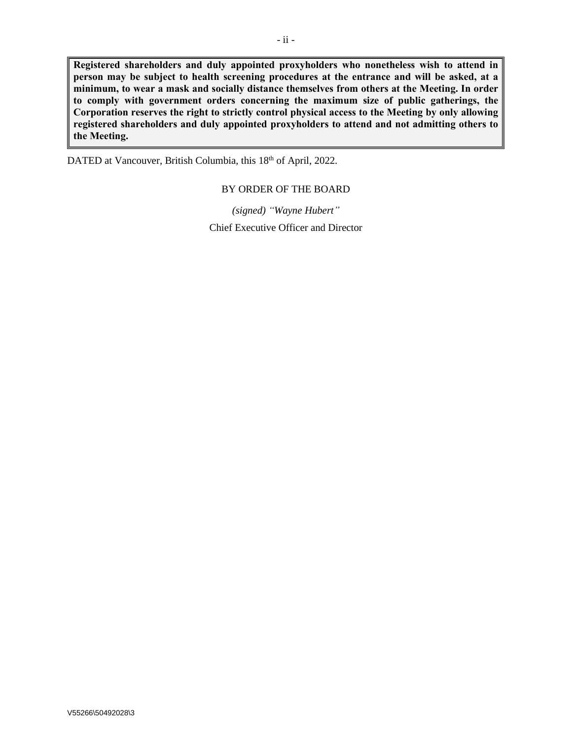**Registered shareholders and duly appointed proxyholders who nonetheless wish to attend in person may be subject to health screening procedures at the entrance and will be asked, at a minimum, to wear a mask and socially distance themselves from others at the Meeting. In order to comply with government orders concerning the maximum size of public gatherings, the Corporation reserves the right to strictly control physical access to the Meeting by only allowing registered shareholders and duly appointed proxyholders to attend and not admitting others to the Meeting.**

DATED at Vancouver, British Columbia, this 18th of April, 2022.

BY ORDER OF THE BOARD

*(signed) "Wayne Hubert"*

Chief Executive Officer and Director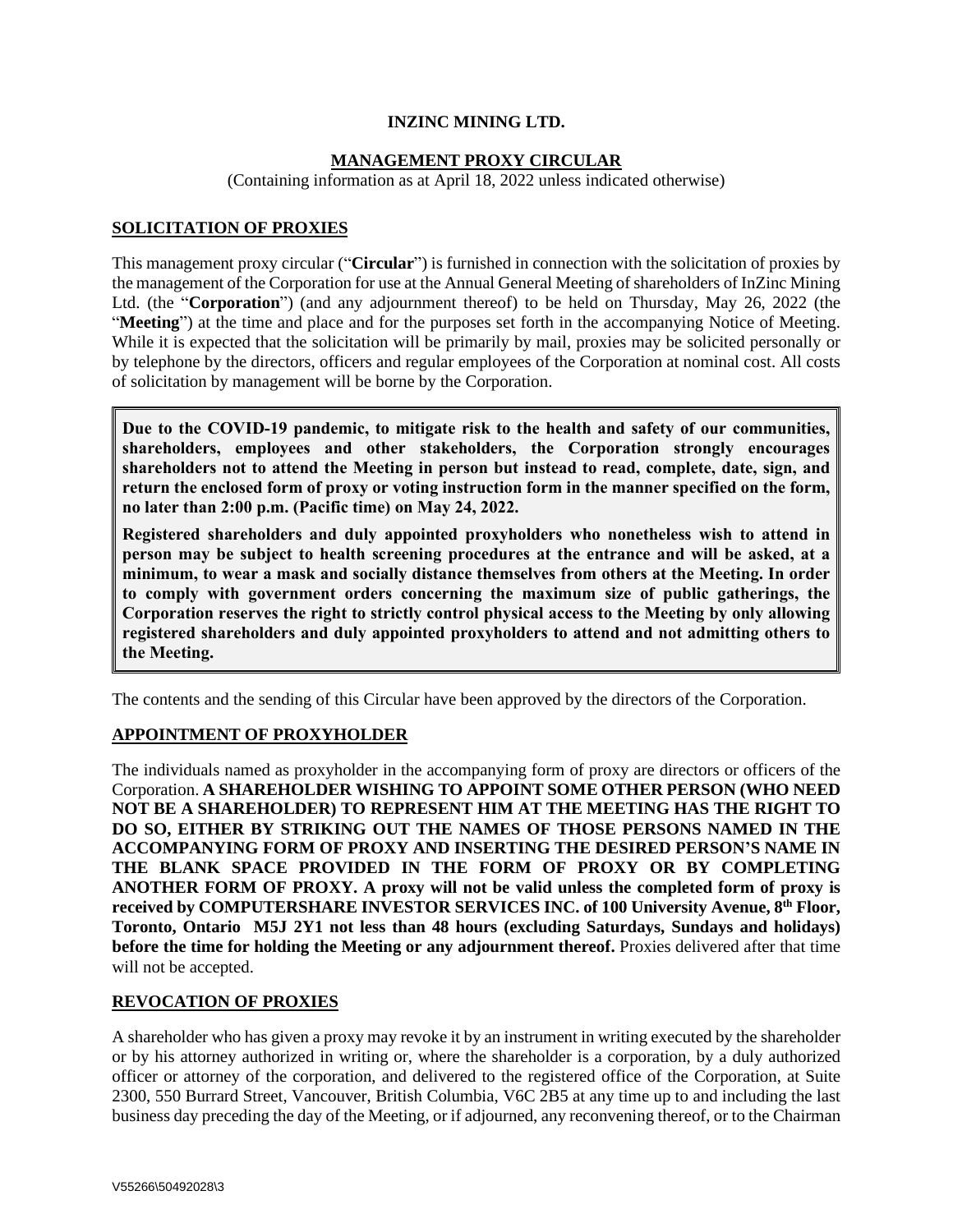**INZINC MINING LTD.**

**MANAGEMENT PROXY CIRCULAR**

(Containing information as at April 18, 2022 unless indicated otherwise)

## SOLICITATION OF PROXIES

This management proxy circular ("**Circular**") is furnished in connection with the solicitation of proxies by the management of the Corporation for use at the Annual General Meeting of shareholders of InZinc Mining Ltd. (the "**Corporation**") (and any adjournment thereof) to be held on Thursday, May 26, 2022 (the "**Meeting**") at the time and place and for the purposes set forth in the accompanying Notice of Meeting. While it is expected that the solicitation will be primarily by mail, proxies may be solicited personally or by telephone by the directors, officers and regular employees of the Corporation at nominal cost. All costs of solicitation by management will be borne by the Corporation.

**Due to the COVID-19 pandemic, to mitigate risk to the health and safety of our communities, shareholders, employees and other stakeholders, the Corporation strongly encourages shareholders not to attend the Meeting in person but instead to read, complete, date, sign, and return the enclosed form of proxy or voting instruction form in the manner specified on the form, no later than 2:00 p.m. (Pacific time) on May 24, 2022.**

**Registered shareholders and duly appointed proxyholders who nonetheless wish to attend in person may be subject to health screening procedures at the entrance and will be asked, at a minimum, to wear a mask and socially distance themselves from others at the Meeting. In order to comply with government orders concerning the maximum size of public gatherings, the Corporation reserves the right to strictly control physical access to the Meeting by only allowing registered shareholders and duly appointed proxyholders to attend and not admitting others to the Meeting.**

The contents and the sending of this Circular have been approved by the directors of the Corporation.

## APPOINTMENT OF PROXYHOLDER

The individuals named as proxyholder in the accompanying form of proxy are directors or officers of the Corporation. **A SHAREHOLDER WISHING TO APPOINT SOME OTHER PERSON (WHO NEED NOT BE A SHAREHOLDER) TO REPRESENT HIM AT THE MEETING HAS THE RIGHT TO DO SO, EITHER BY STRIKING OUT THE NAMES OF THOSE PERSONS NAMED IN THE ACCOMPANYING FORM OF PROXY AND INSERTING THE DESIRED PERSON'S NAME IN THE BLANK SPACE PROVIDED IN THE FORM OF PROXY OR BY COMPLETING ANOTHER FORM OF PROXY. A proxy will not be valid unless the completed form of proxy is received by COMPUTERSHARE INVESTOR SERVICES INC. of 100 University Avenue, 8th Floor, Toronto, Ontario M5J 2Y1 not less than 48 hours (excluding Saturdays, Sundays and holidays) before the time for holding the Meeting or any adjournment thereof.** Proxies delivered after that time will not be accepted.

## REVOCATION OF PROXIES

A shareholder who has given a proxy may revoke it by an instrument in writing executed by the shareholder or by his attorney authorized in writing or, where the shareholder is a corporation, by a duly authorized officer or attorney of the corporation, and delivered to the registered office of the Corporation, at Suite 2300, 550 Burrard Street, Vancouver, British Columbia, V6C 2B5 at any time up to and including the last business day preceding the day of the Meeting, or if adjourned, any reconvening thereof, or to the Chairman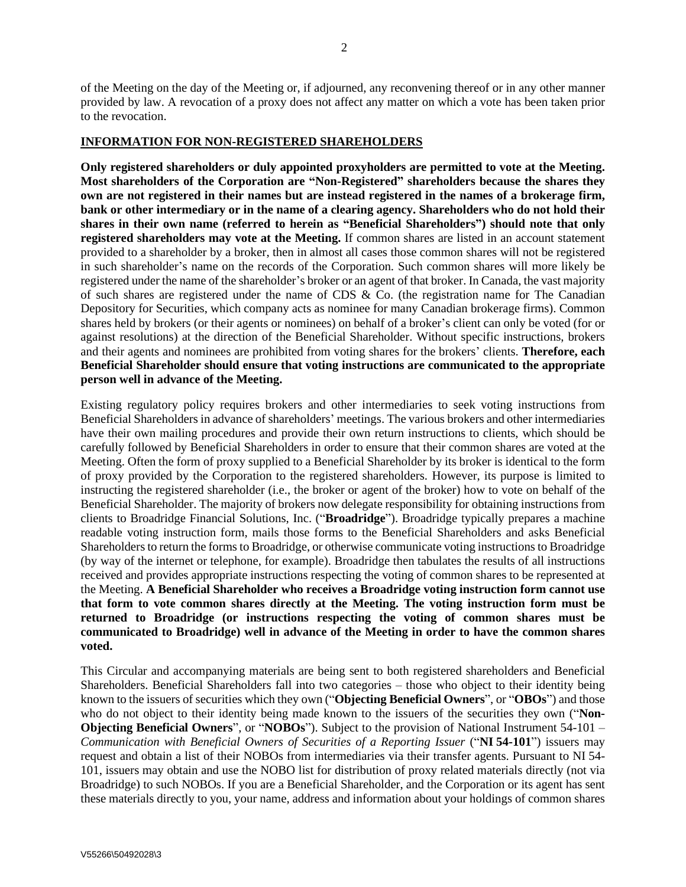of the Meeting on the day of the Meeting or, if adjourned, any reconvening thereof or in any other manner provided by law. A revocation of a proxy does not affect any matter on which a vote has been taken prior to the revocation.

## INFORMATION FOR NON-REGISTERED SHAREHOLDERS

**Only registered shareholders or duly appointed proxyholders are permitted to vote at the Meeting. Most shareholders of the Corporation are "Non-Registered" shareholders because the shares they own are not registered in their names but are instead registered in the names of a brokerage firm, bank or other intermediary or in the name of a clearing agency. Shareholders who do not hold their shares in their own name (referred to herein as "Beneficial Shareholders") should note that only registered shareholders may vote at the Meeting.** If common shares are listed in an account statement provided to a shareholder by a broker, then in almost all cases those common shares will not be registered in such shareholder's name on the records of the Corporation. Such common shares will more likely be registered under the name of the shareholder's broker or an agent of that broker. In Canada, the vast majority of such shares are registered under the name of CDS & Co. (the registration name for The Canadian Depository for Securities, which company acts as nominee for many Canadian brokerage firms). Common shares held by brokers (or their agents or nominees) on behalf of a broker's client can only be voted (for or against resolutions) at the direction of the Beneficial Shareholder. Without specific instructions, brokers and their agents and nominees are prohibited from voting shares for the brokers' clients. **Therefore, each Beneficial Shareholder should ensure that voting instructions are communicated to the appropriate person well in advance of the Meeting.**

Existing regulatory policy requires brokers and other intermediaries to seek voting instructions from Beneficial Shareholders in advance of shareholders' meetings. The various brokers and other intermediaries have their own mailing procedures and provide their own return instructions to clients, which should be carefully followed by Beneficial Shareholders in order to ensure that their common shares are voted at the Meeting. Often the form of proxy supplied to a Beneficial Shareholder by its broker is identical to the form of proxy provided by the Corporation to the registered shareholders. However, its purpose is limited to instructing the registered shareholder (i.e., the broker or agent of the broker) how to vote on behalf of the Beneficial Shareholder. The majority of brokers now delegate responsibility for obtaining instructions from clients to Broadridge Financial Solutions, Inc. ("**Broadridge**"). Broadridge typically prepares a machine readable voting instruction form, mails those forms to the Beneficial Shareholders and asks Beneficial Shareholders to return the forms to Broadridge, or otherwise communicate voting instructions to Broadridge (by way of the internet or telephone, for example). Broadridge then tabulates the results of all instructions received and provides appropriate instructions respecting the voting of common shares to be represented at the Meeting. **A Beneficial Shareholder who receives a Broadridge voting instruction form cannot use that form to vote common shares directly at the Meeting. The voting instruction form must be returned to Broadridge (or instructions respecting the voting of common shares must be communicated to Broadridge) well in advance of the Meeting in order to have the common shares voted.**

This Circular and accompanying materials are being sent to both registered shareholders and Beneficial Shareholders. Beneficial Shareholders fall into two categories – those who object to their identity being known to the issuers of securities which they own ("**Objecting Beneficial Owners**", or "**OBOs**") and those who do not object to their identity being made known to the issuers of the securities they own ("**Non-Objecting Beneficial Owners**", or "**NOBOs**"). Subject to the provision of National Instrument 54-101 – *Communication with Beneficial Owners of Securities of a Reporting Issuer* ("**NI 54-101**") issuers may request and obtain a list of their NOBOs from intermediaries via their transfer agents. Pursuant to NI 54-101, issuers may obtain and use the NOBO list for distribution of proxy related materials directly (not via Broadridge) to such NOBOs. If you are a Beneficial Shareholder, and the Corporation or its agent has sent these materials directly to you, your name, address and information about your holdings of common shares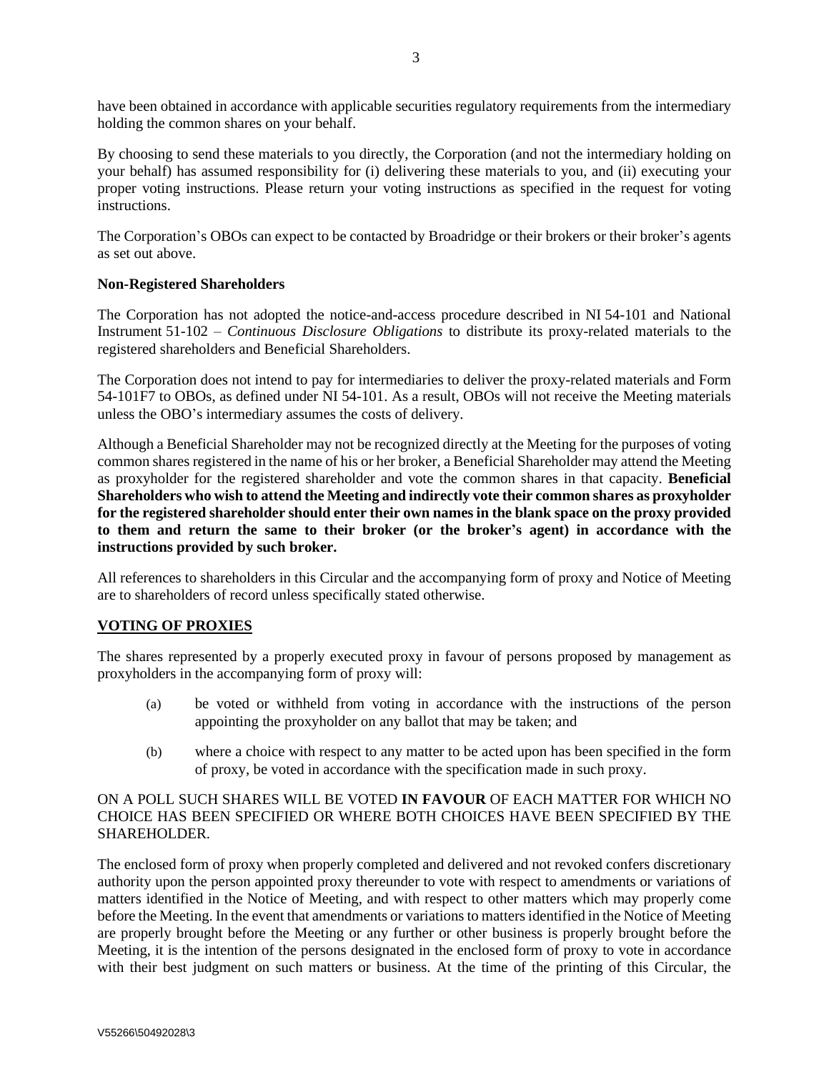have been obtained in accordance with applicable securities regulatory requirements from the intermediary holding the common shares on your behalf.

By choosing to send these materials to you directly, the Corporation (and not the intermediary holding on your behalf) has assumed responsibility for (i) delivering these materials to you, and (ii) executing your proper voting instructions. Please return your voting instructions as specified in the request for voting instructions.

The Corporation's OBOs can expect to be contacted by Broadridge or their brokers or their broker's agents as set out above.

**Non-Registered Shareholders**

The Corporation has not adopted the notice-and-access procedure described in NI 54-101 and National Instrument 51-102 – *Continuous Disclosure Obligations* to distribute its proxy-related materials to the registered shareholders and Beneficial Shareholders.

The Corporation does not intend to pay for intermediaries to deliver the proxy-related materials and Form 54-101F7 to OBOs, as defined under NI 54-101. As a result, OBOs will not receive the Meeting materials unless the OBO's intermediary assumes the costs of delivery.

Although a Beneficial Shareholder may not be recognized directly at the Meeting for the purposes of voting common shares registered in the name of his or her broker, a Beneficial Shareholder may attend the Meeting as proxyholder for the registered shareholder and vote the common shares in that capacity. **Beneficial Shareholders who wish to attend the Meeting and indirectly vote their common shares as proxyholder for the registered shareholder should enter their own names in the blank space on the proxy provided to them and return the same to their broker (or the broker's agent) in accordance with the instructions provided by such broker.**

All references to shareholders in this Circular and the accompanying form of proxy and Notice of Meeting are to shareholders of record unless specifically stated otherwise.

## VOTING OF PROXIES

The shares represented by a properly executed proxy in favour of persons proposed by management as proxyholders in the accompanying form of proxy will:

(a) be voted or withheld from voting in accordance with the instructions of the person appointing the proxyholder on any ballot that may be taken; and

(b) where a choice with respect to any matter to be acted upon has been specified in the form of proxy, be voted in accordance with the specification made in such proxy.

ON A POLL SUCH SHARES WILL BE VOTED **IN FAVOUR** OF EACH MATTER FOR WHICH NO CHOICE HAS BEEN SPECIFIED OR WHERE BOTH CHOICES HAVE BEEN SPECIFIED BY THE SHAREHOLDER.

The enclosed form of proxy when properly completed and delivered and not revoked confers discretionary authority upon the person appointed proxy thereunder to vote with respect to amendments or variations of matters identified in the Notice of Meeting, and with respect to other matters which may properly come before the Meeting. In the event that amendments or variations to matters identified in the Notice of Meeting are properly brought before the Meeting or any further or other business is properly brought before the Meeting, it is the intention of the persons designated in the enclosed form of proxy to vote in accordance with their best judgment on such matters or business. At the time of the printing of this Circular, the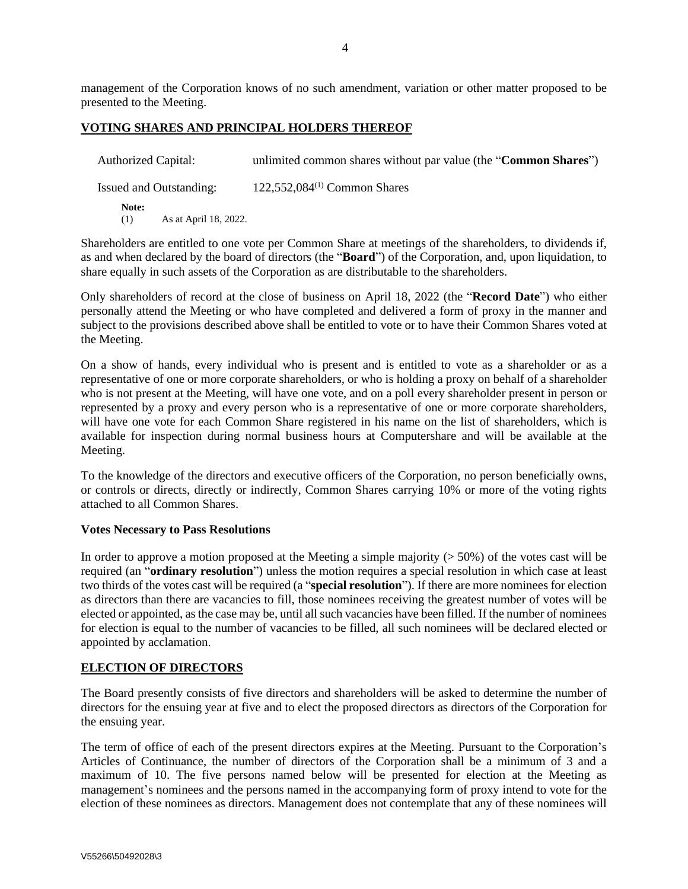management of the Corporation knows of no such amendment, variation or other matter proposed to be presented to the Meeting.

## VOTING SHARES AND PRINCIPAL HOLDERS THEREOF

| | |
|---|---|
| Authorized Capital: | unlimited common shares without par value (the "**Common Shares**") |
| Issued and Outstanding: | 122,552,084[1] Common Shares |

**Note:**
(1) As at April 18, 2022.

Shareholders are entitled to one vote per Common Share at meetings of the shareholders, to dividends if, as and when declared by the board of directors (the "**Board**") of the Corporation, and, upon liquidation, to share equally in such assets of the Corporation as are distributable to the shareholders.

Only shareholders of record at the close of business on April 18, 2022 (the "**Record Date**") who either personally attend the Meeting or who have completed and delivered a form of proxy in the manner and subject to the provisions described above shall be entitled to vote or to have their Common Shares voted at the Meeting.

On a show of hands, every individual who is present and is entitled to vote as a shareholder or as a representative of one or more corporate shareholders, or who is holding a proxy on behalf of a shareholder who is not present at the Meeting, will have one vote, and on a poll every shareholder present in person or represented by a proxy and every person who is a representative of one or more corporate shareholders, will have one vote for each Common Share registered in his name on the list of shareholders, which is available for inspection during normal business hours at Computershare and will be available at the Meeting.

To the knowledge of the directors and executive officers of the Corporation, no person beneficially owns, or controls or directs, directly or indirectly, Common Shares carrying 10% or more of the voting rights attached to all Common Shares.

### Votes Necessary to Pass Resolutions

In order to approve a motion proposed at the Meeting a simple majority (> 50%) of the votes cast will be required (an "**ordinary resolution**") unless the motion requires a special resolution in which case at least two thirds of the votes cast will be required (a "**special resolution**"). If there are more nominees for election as directors than there are vacancies to fill, those nominees receiving the greatest number of votes will be elected or appointed, as the case may be, until all such vacancies have been filled. If the number of nominees for election is equal to the number of vacancies to be filled, all such nominees will be declared elected or appointed by acclamation.

## ELECTION OF DIRECTORS

The Board presently consists of five directors and shareholders will be asked to determine the number of directors for the ensuing year at five and to elect the proposed directors as directors of the Corporation for the ensuing year.

The term of office of each of the present directors expires at the Meeting. Pursuant to the Corporation's Articles of Continuance, the number of directors of the Corporation shall be a minimum of 3 and a maximum of 10. The five persons named below will be presented for election at the Meeting as management's nominees and the persons named in the accompanying form of proxy intend to vote for the election of these nominees as directors. Management does not contemplate that any of these nominees will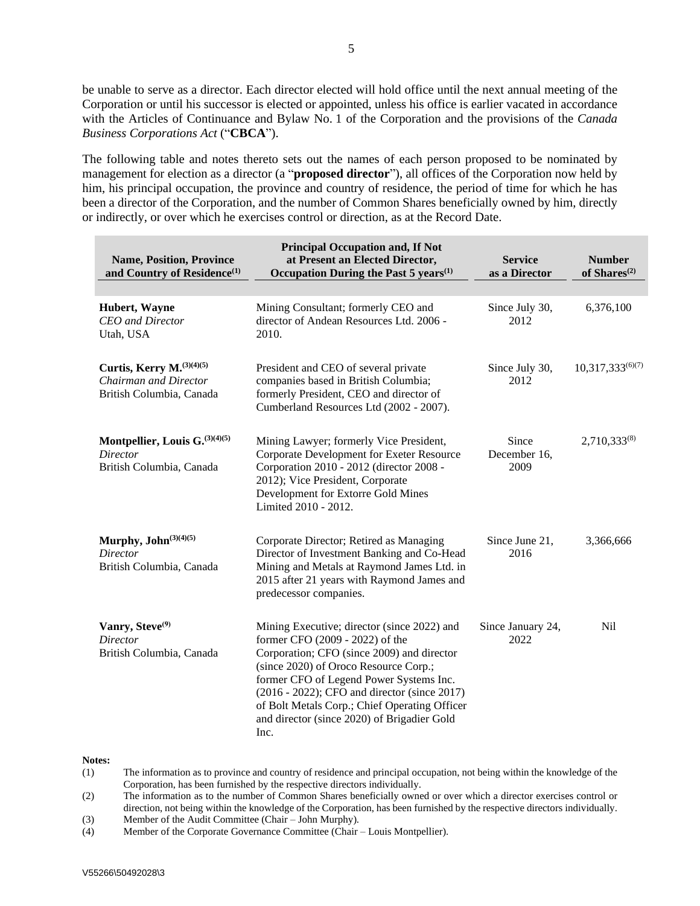be unable to serve as a director. Each director elected will hold office until the next annual meeting of the Corporation or until his successor is elected or appointed, unless his office is earlier vacated in accordance with the Articles of Continuance and Bylaw No. 1 of the Corporation and the provisions of the *Canada Business Corporations Act* ("**CBCA**").

The following table and notes thereto sets out the names of each person proposed to be nominated by management for election as a director (a "**proposed director**"), all offices of the Corporation now held by him, his principal occupation, the province and country of residence, the period of time for which he has been a director of the Corporation, and the number of Common Shares beneficially owned by him, directly or indirectly, or over which he exercises control or direction, as at the Record Date.

| Name, Position, Province and Country of Residence(1) | Principal Occupation and, If Not at Present an Elected Director, Occupation During the Past 5 years(1) | Service as a Director | Number of Shares(2) |
|---|---|---|---|
| **Hubert, Wayne**<br>*CEO and Director*<br>Utah, USA | Mining Consultant; formerly CEO and director of Andean Resources Ltd. 2006 - 2010. | Since July 30, 2012 | 6,376,100 |
| **Curtis, Kerry M.(3)(4)(5)**<br>*Chairman and Director*<br>British Columbia, Canada | President and CEO of several private companies based in British Columbia; formerly President, CEO and director of Cumberland Resources Ltd (2002 - 2007). | Since July 30, 2012 | 10,317,333(6)(7) |
| **Montpellier, Louis G.(3)(4)(5)**<br>*Director*<br>British Columbia, Canada | Mining Lawyer; formerly Vice President, Corporate Development for Exeter Resource Corporation 2010 - 2012 (director 2008 - 2012); Vice President, Corporate Development for Extorre Gold Mines Limited 2010 - 2012. | Since December 16, 2009 | 2,710,333(8) |
| **Murphy, John(3)(4)(5)**<br>*Director*<br>British Columbia, Canada | Corporate Director; Retired as Managing Director of Investment Banking and Co-Head Mining and Metals at Raymond James Ltd. in 2015 after 21 years with Raymond James and predecessor companies. | Since June 21, 2016 | 3,366,666 |
| **Vanry, Steve(9)**<br>*Director*<br>British Columbia, Canada | Mining Executive; director (since 2022) and former CFO (2009 - 2022) of the Corporation; CFO (since 2009) and director (since 2020) of Oroco Resource Corp.; former CFO of Legend Power Systems Inc. (2016 - 2022); CFO and director (since 2017) of Bolt Metals Corp.; Chief Operating Officer and director (since 2020) of Brigadier Gold Inc. | Since January 24, 2022 | Nil |

**Notes:**

(1) The information as to province and country of residence and principal occupation, not being within the knowledge of the Corporation, has been furnished by the respective directors individually.

(2) The information as to the number of Common Shares beneficially owned or over which a director exercises control or direction, not being within the knowledge of the Corporation, has been furnished by the respective directors individually.

(3) Member of the Audit Committee (Chair – John Murphy).

(4) Member of the Corporate Governance Committee (Chair – Louis Montpellier).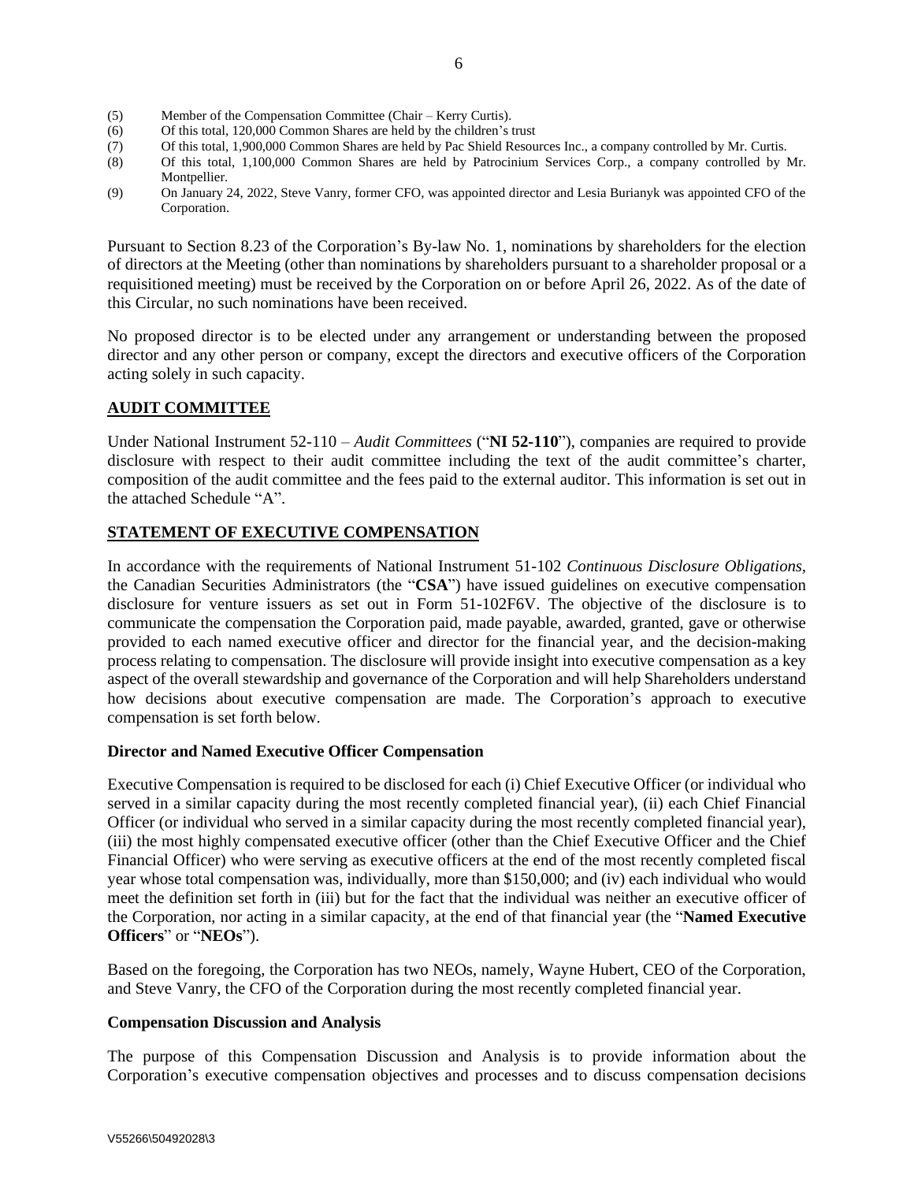(5) Member of the Compensation Committee (Chair – Kerry Curtis).
(6) Of this total, 120,000 Common Shares are held by the children's trust
(7) Of this total, 1,900,000 Common Shares are held by Pac Shield Resources Inc., a company controlled by Mr. Curtis.
(8) Of this total, 1,100,000 Common Shares are held by Patrocinium Services Corp., a company controlled by Mr. Montpellier.
(9) On January 24, 2022, Steve Vanry, former CFO, was appointed director and Lesia Burianyk was appointed CFO of the Corporation.

Pursuant to Section 8.23 of the Corporation's By-law No. 1, nominations by shareholders for the election of directors at the Meeting (other than nominations by shareholders pursuant to a shareholder proposal or a requisitioned meeting) must be received by the Corporation on or before April 26, 2022. As of the date of this Circular, no such nominations have been received.

No proposed director is to be elected under any arrangement or understanding between the proposed director and any other person or company, except the directors and executive officers of the Corporation acting solely in such capacity.

## AUDIT COMMITTEE

Under National Instrument 52-110 – *Audit Committees* ("**NI 52-110**"), companies are required to provide disclosure with respect to their audit committee including the text of the audit committee's charter, composition of the audit committee and the fees paid to the external auditor. This information is set out in the attached Schedule "A".

## STATEMENT OF EXECUTIVE COMPENSATION

In accordance with the requirements of National Instrument 51-102 *Continuous Disclosure Obligations*, the Canadian Securities Administrators (the "**CSA**") have issued guidelines on executive compensation disclosure for venture issuers as set out in Form 51-102F6V. The objective of the disclosure is to communicate the compensation the Corporation paid, made payable, awarded, granted, gave or otherwise provided to each named executive officer and director for the financial year, and the decision-making process relating to compensation. The disclosure will provide insight into executive compensation as a key aspect of the overall stewardship and governance of the Corporation and will help Shareholders understand how decisions about executive compensation are made. The Corporation's approach to executive compensation is set forth below.

### Director and Named Executive Officer Compensation

Executive Compensation is required to be disclosed for each (i) Chief Executive Officer (or individual who served in a similar capacity during the most recently completed financial year), (ii) each Chief Financial Officer (or individual who served in a similar capacity during the most recently completed financial year), (iii) the most highly compensated executive officer (other than the Chief Executive Officer and the Chief Financial Officer) who were serving as executive officers at the end of the most recently completed fiscal year whose total compensation was, individually, more than $150,000; and (iv) each individual who would meet the definition set forth in (iii) but for the fact that the individual was neither an executive officer of the Corporation, nor acting in a similar capacity, at the end of that financial year (the "**Named Executive Officers**" or "**NEOs**").

Based on the foregoing, the Corporation has two NEOs, namely, Wayne Hubert, CEO of the Corporation, and Steve Vanry, the CFO of the Corporation during the most recently completed financial year.

### Compensation Discussion and Analysis

The purpose of this Compensation Discussion and Analysis is to provide information about the Corporation's executive compensation objectives and processes and to discuss compensation decisions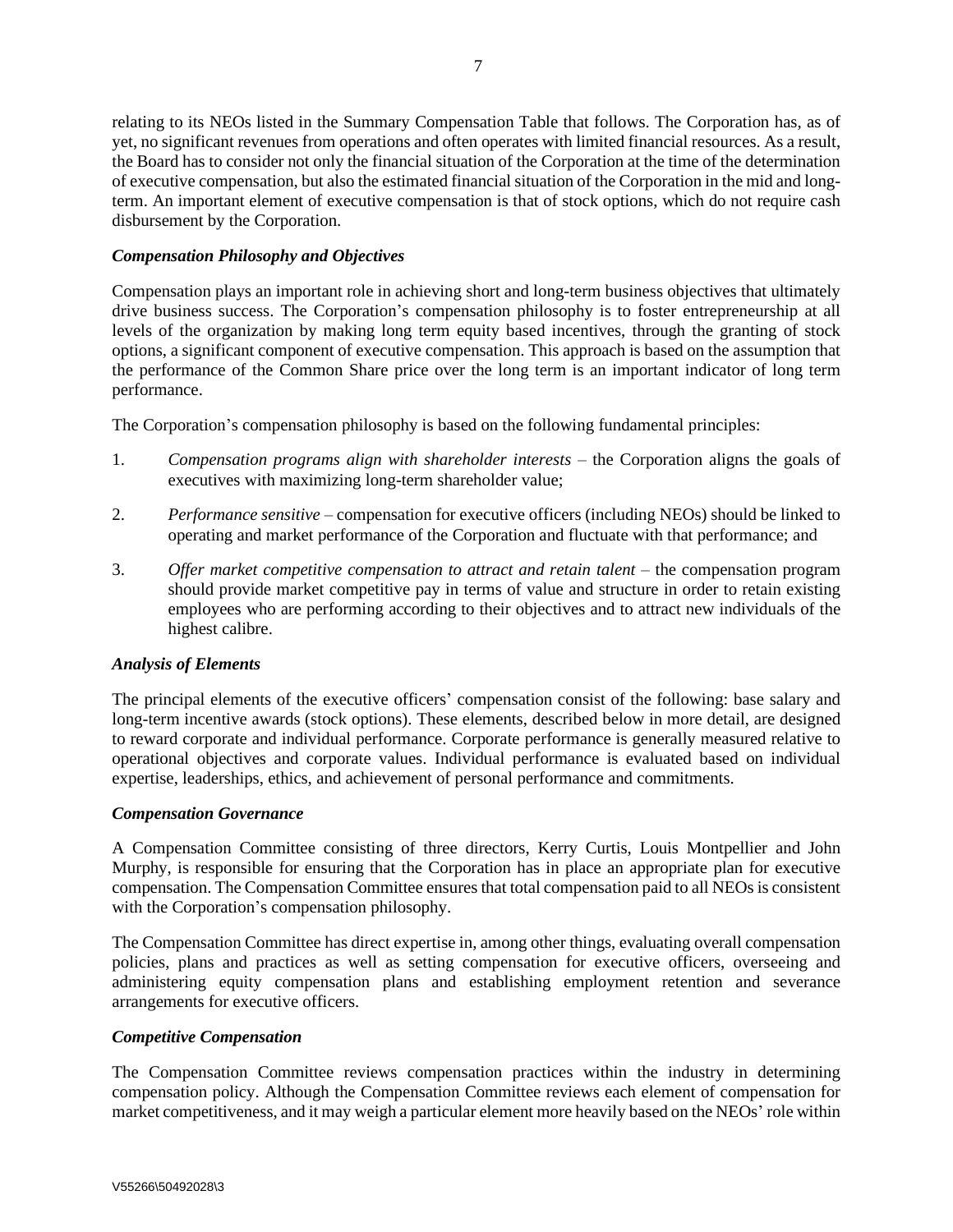relating to its NEOs listed in the Summary Compensation Table that follows. The Corporation has, as of yet, no significant revenues from operations and often operates with limited financial resources. As a result, the Board has to consider not only the financial situation of the Corporation at the time of the determination of executive compensation, but also the estimated financial situation of the Corporation in the mid and long-term. An important element of executive compensation is that of stock options, which do not require cash disbursement by the Corporation.

***Compensation Philosophy and Objectives***

Compensation plays an important role in achieving short and long-term business objectives that ultimately drive business success. The Corporation's compensation philosophy is to foster entrepreneurship at all levels of the organization by making long term equity based incentives, through the granting of stock options, a significant component of executive compensation. This approach is based on the assumption that the performance of the Common Share price over the long term is an important indicator of long term performance.

The Corporation's compensation philosophy is based on the following fundamental principles:

1. *Compensation programs align with shareholder interests* – the Corporation aligns the goals of executives with maximizing long-term shareholder value;
2. *Performance sensitive* – compensation for executive officers (including NEOs) should be linked to operating and market performance of the Corporation and fluctuate with that performance; and
3. *Offer market competitive compensation to attract and retain talent* – the compensation program should provide market competitive pay in terms of value and structure in order to retain existing employees who are performing according to their objectives and to attract new individuals of the highest calibre.

***Analysis of Elements***

The principal elements of the executive officers' compensation consist of the following: base salary and long-term incentive awards (stock options). These elements, described below in more detail, are designed to reward corporate and individual performance. Corporate performance is generally measured relative to operational objectives and corporate values. Individual performance is evaluated based on individual expertise, leaderships, ethics, and achievement of personal performance and commitments.

***Compensation Governance***

A Compensation Committee consisting of three directors, Kerry Curtis, Louis Montpellier and John Murphy, is responsible for ensuring that the Corporation has in place an appropriate plan for executive compensation. The Compensation Committee ensures that total compensation paid to all NEOs is consistent with the Corporation's compensation philosophy.

The Compensation Committee has direct expertise in, among other things, evaluating overall compensation policies, plans and practices as well as setting compensation for executive officers, overseeing and administering equity compensation plans and establishing employment retention and severance arrangements for executive officers.

***Competitive Compensation***

The Compensation Committee reviews compensation practices within the industry in determining compensation policy. Although the Compensation Committee reviews each element of compensation for market competitiveness, and it may weigh a particular element more heavily based on the NEOs' role within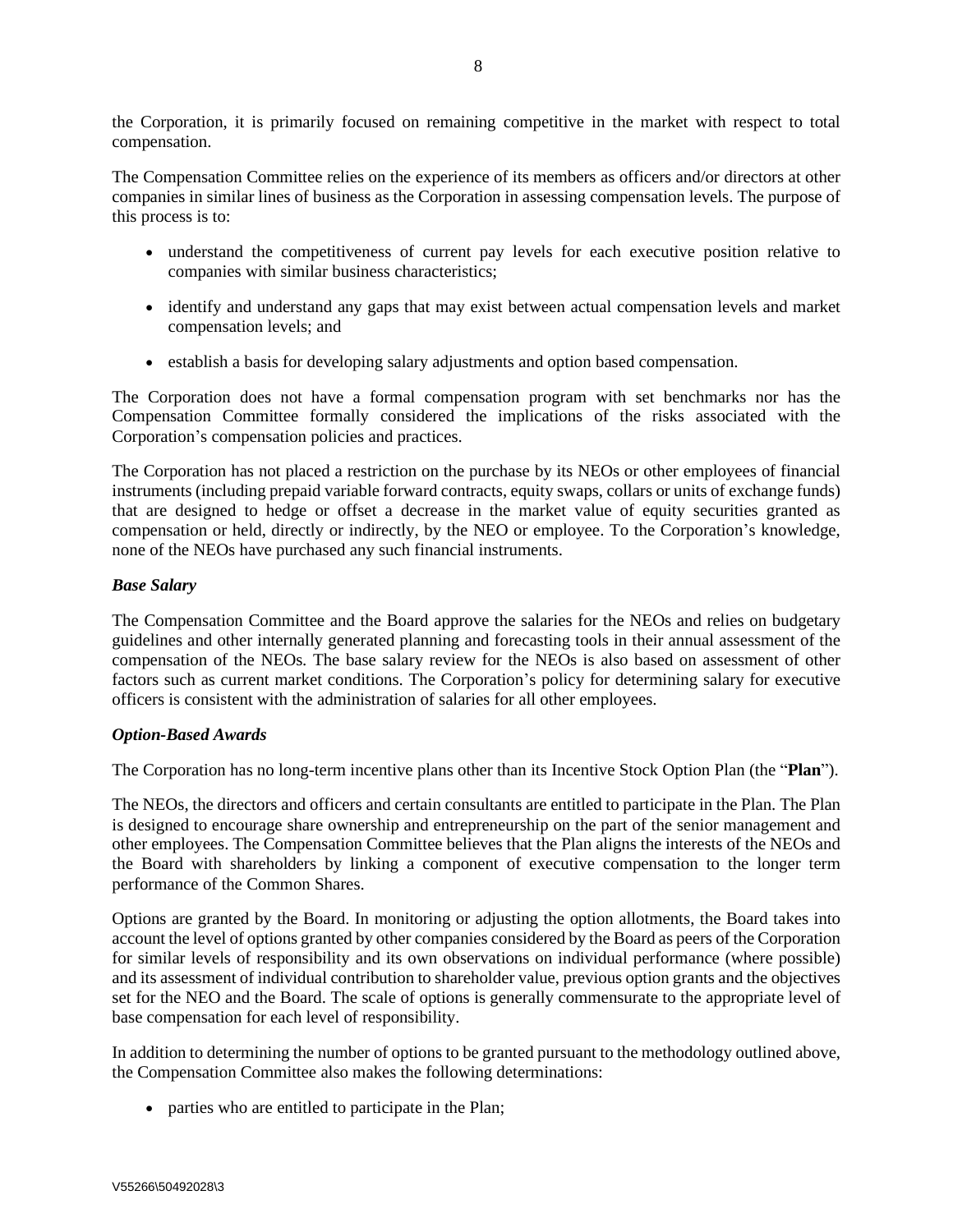the Corporation, it is primarily focused on remaining competitive in the market with respect to total compensation.

The Compensation Committee relies on the experience of its members as officers and/or directors at other companies in similar lines of business as the Corporation in assessing compensation levels. The purpose of this process is to:

- understand the competitiveness of current pay levels for each executive position relative to companies with similar business characteristics;
- identify and understand any gaps that may exist between actual compensation levels and market compensation levels; and
- establish a basis for developing salary adjustments and option based compensation.

The Corporation does not have a formal compensation program with set benchmarks nor has the Compensation Committee formally considered the implications of the risks associated with the Corporation's compensation policies and practices.

The Corporation has not placed a restriction on the purchase by its NEOs or other employees of financial instruments (including prepaid variable forward contracts, equity swaps, collars or units of exchange funds) that are designed to hedge or offset a decrease in the market value of equity securities granted as compensation or held, directly or indirectly, by the NEO or employee. To the Corporation's knowledge, none of the NEOs have purchased any such financial instruments.

***Base Salary***

The Compensation Committee and the Board approve the salaries for the NEOs and relies on budgetary guidelines and other internally generated planning and forecasting tools in their annual assessment of the compensation of the NEOs. The base salary review for the NEOs is also based on assessment of other factors such as current market conditions. The Corporation's policy for determining salary for executive officers is consistent with the administration of salaries for all other employees.

***Option-Based Awards***

The Corporation has no long-term incentive plans other than its Incentive Stock Option Plan (the "**Plan**").

The NEOs, the directors and officers and certain consultants are entitled to participate in the Plan. The Plan is designed to encourage share ownership and entrepreneurship on the part of the senior management and other employees. The Compensation Committee believes that the Plan aligns the interests of the NEOs and the Board with shareholders by linking a component of executive compensation to the longer term performance of the Common Shares.

Options are granted by the Board. In monitoring or adjusting the option allotments, the Board takes into account the level of options granted by other companies considered by the Board as peers of the Corporation for similar levels of responsibility and its own observations on individual performance (where possible) and its assessment of individual contribution to shareholder value, previous option grants and the objectives set for the NEO and the Board. The scale of options is generally commensurate to the appropriate level of base compensation for each level of responsibility.

In addition to determining the number of options to be granted pursuant to the methodology outlined above, the Compensation Committee also makes the following determinations:

- parties who are entitled to participate in the Plan;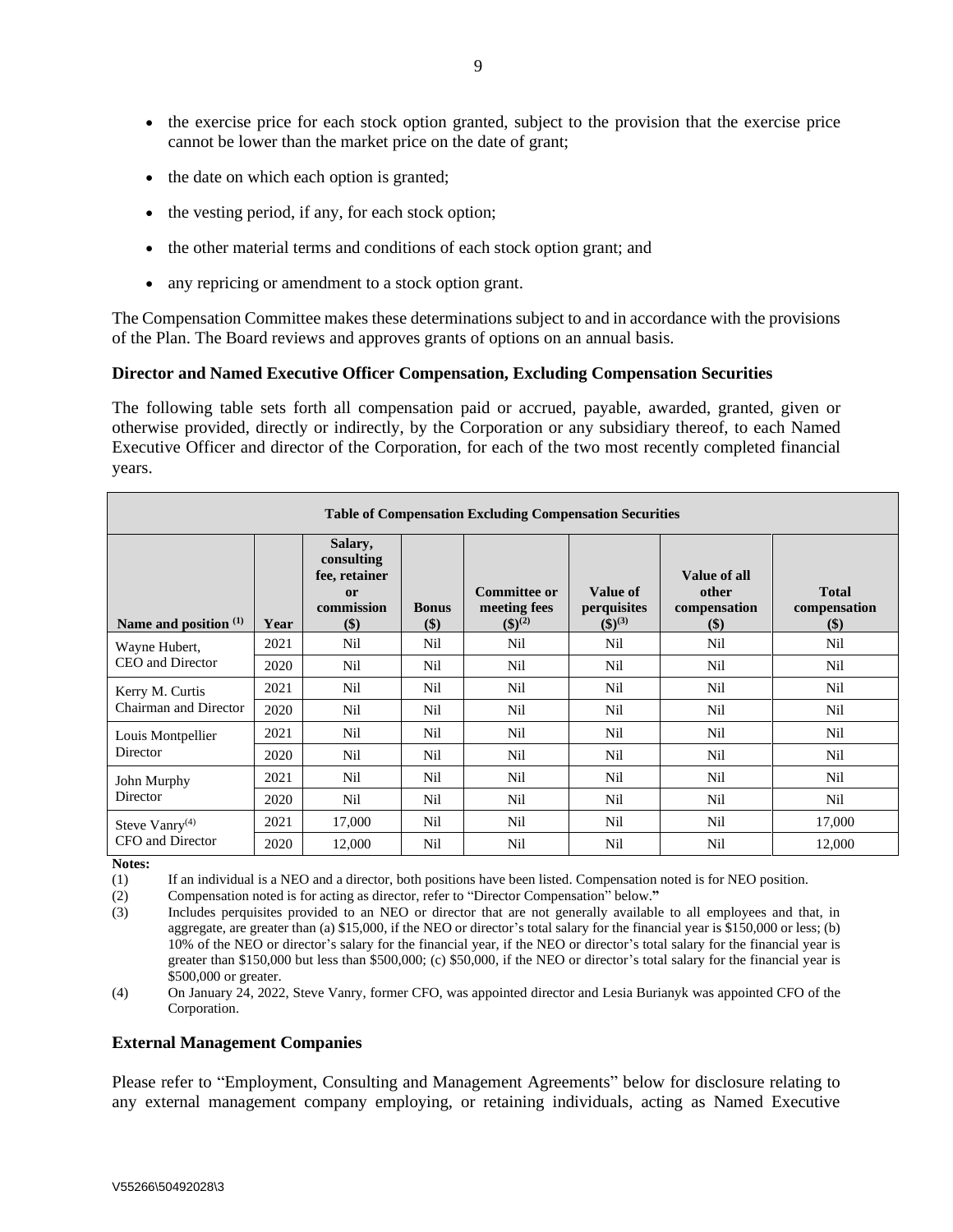- the exercise price for each stock option granted, subject to the provision that the exercise price cannot be lower than the market price on the date of grant;
- the date on which each option is granted;
- the vesting period, if any, for each stock option;
- the other material terms and conditions of each stock option grant; and
- any repricing or amendment to a stock option grant.

The Compensation Committee makes these determinations subject to and in accordance with the provisions of the Plan. The Board reviews and approves grants of options on an annual basis.

### Director and Named Executive Officer Compensation, Excluding Compensation Securities

The following table sets forth all compensation paid or accrued, payable, awarded, granted, given or otherwise provided, directly or indirectly, by the Corporation or any subsidiary thereof, to each Named Executive Officer and director of the Corporation, for each of the two most recently completed financial years.

**Table of Compensation Excluding Compensation Securities**

| Name and position [(1)] | Year | Salary, consulting fee, retainer or commission ($) | Bonus ($) | Committee or meeting fees ($)[(2)] | Value of perquisites ($)[(3)] | Value of all other compensation ($) | Total compensation ($) |
|---|---|---|---|---|---|---|---|
| Wayne Hubert, CEO and Director | 2021 | Nil | Nil | Nil | Nil | Nil | Nil |
| | 2020 | Nil | Nil | Nil | Nil | Nil | Nil |
| Kerry M. Curtis Chairman and Director | 2021 | Nil | Nil | Nil | Nil | Nil | Nil |
| | 2020 | Nil | Nil | Nil | Nil | Nil | Nil |
| Louis Montpellier Director | 2021 | Nil | Nil | Nil | Nil | Nil | Nil |
| | 2020 | Nil | Nil | Nil | Nil | Nil | Nil |
| John Murphy Director | 2021 | Nil | Nil | Nil | Nil | Nil | Nil |
| | 2020 | Nil | Nil | Nil | Nil | Nil | Nil |
| Steve Vanry[(4)] CFO and Director | 2021 | 17,000 | Nil | Nil | Nil | Nil | 17,000 |
| | 2020 | 12,000 | Nil | Nil | Nil | Nil | 12,000 |

**Notes:**

(1) If an individual is a NEO and a director, both positions have been listed. Compensation noted is for NEO position.

(2) Compensation noted is for acting as director, refer to "Director Compensation" below.**"**

(3) Includes perquisites provided to an NEO or director that are not generally available to all employees and that, in aggregate, are greater than (a) $15,000, if the NEO or director's total salary for the financial year is $150,000 or less; (b) 10% of the NEO or director's salary for the financial year, if the NEO or director's total salary for the financial year is greater than $150,000 but less than $500,000; (c) $50,000, if the NEO or director's total salary for the financial year is $500,000 or greater.

(4) On January 24, 2022, Steve Vanry, former CFO, was appointed director and Lesia Burianyk was appointed CFO of the Corporation.

### External Management Companies

Please refer to "Employment, Consulting and Management Agreements" below for disclosure relating to any external management company employing, or retaining individuals, acting as Named Executive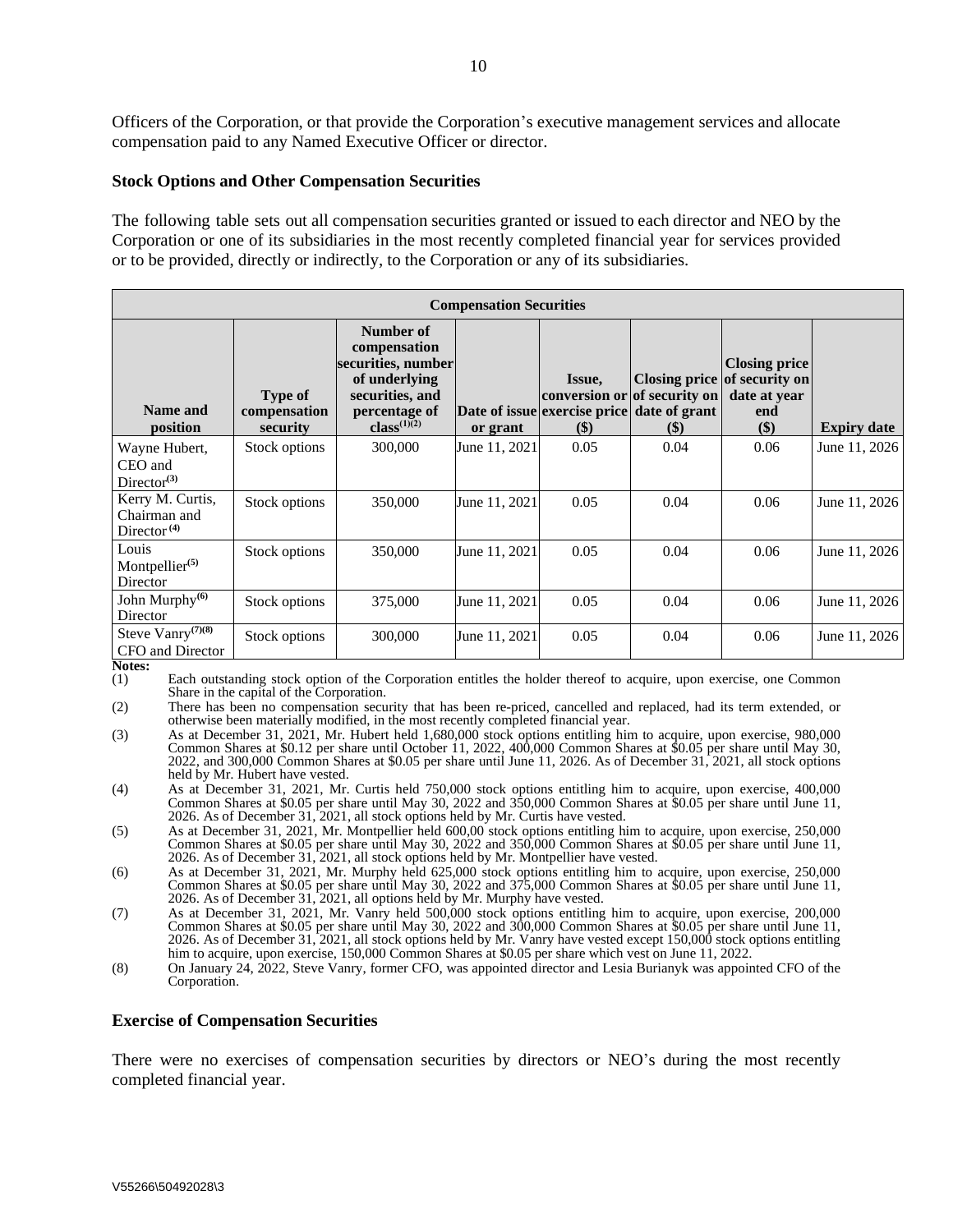Officers of the Corporation, or that provide the Corporation's executive management services and allocate compensation paid to any Named Executive Officer or director.

### Stock Options and Other Compensation Securities

The following table sets out all compensation securities granted or issued to each director and NEO by the Corporation or one of its subsidiaries in the most recently completed financial year for services provided or to be provided, directly or indirectly, to the Corporation or any of its subsidiaries.

| Compensation Securities | | | | | | | |
|---|---|---|---|---|---|---|---|
| **Name and position** | **Type of compensation security** | **Number of compensation securities, number of underlying securities, and percentage of class[(1)(2)]** | **Date of issue or grant** | **Issue, conversion or exercise price ($)** | **Closing price of security on date of grant ($)** | **Closing price of security on date at year end ($)** | **Expiry date** |
| Wayne Hubert, CEO and Director[(3)] | Stock options | 300,000 | June 11, 2021 | 0.05 | 0.04 | 0.06 | June 11, 2026 |
| Kerry M. Curtis, Chairman and Director[(4)] | Stock options | 350,000 | June 11, 2021 | 0.05 | 0.04 | 0.06 | June 11, 2026 |
| Louis Montpellier[(5)] Director | Stock options | 350,000 | June 11, 2021 | 0.05 | 0.04 | 0.06 | June 11, 2026 |
| John Murphy[(6)] Director | Stock options | 375,000 | June 11, 2021 | 0.05 | 0.04 | 0.06 | June 11, 2026 |
| Steve Vanry[(7)(8)] CFO and Director | Stock options | 300,000 | June 11, 2021 | 0.05 | 0.04 | 0.06 | June 11, 2026 |

**Notes:**

(1) Each outstanding stock option of the Corporation entitles the holder thereof to acquire, upon exercise, one Common Share in the capital of the Corporation.

(2) There has been no compensation security that has been re-priced, cancelled and replaced, had its term extended, or otherwise been materially modified, in the most recently completed financial year.

(3) As at December 31, 2021, Mr. Hubert held 1,680,000 stock options entitling him to acquire, upon exercise, 980,000 Common Shares at $0.12 per share until October 11, 2022, 400,000 Common Shares at $0.05 per share until May 30, 2022, and 300,000 Common Shares at $0.05 per share until June 11, 2026. As of December 31, 2021, all stock options held by Mr. Hubert have vested.

(4) As at December 31, 2021, Mr. Curtis held 750,000 stock options entitling him to acquire, upon exercise, 400,000 Common Shares at $0.05 per share until May 30, 2022 and 350,000 Common Shares at $0.05 per share until June 11, 2026. As of December 31, 2021, all stock options held by Mr. Curtis have vested.

(5) As at December 31, 2021, Mr. Montpellier held 600,00 stock options entitling him to acquire, upon exercise, 250,000 Common Shares at $0.05 per share until May 30, 2022 and 350,000 Common Shares at $0.05 per share until June 11, 2026. As of December 31, 2021, all stock options held by Mr. Montpellier have vested.

(6) As at December 31, 2021, Mr. Murphy held 625,000 stock options entitling him to acquire, upon exercise, 250,000 Common Shares at $0.05 per share until May 30, 2022 and 375,000 Common Shares at $0.05 per share until June 11, 2026. As of December 31, 2021, all options held by Mr. Murphy have vested.

(7) As at December 31, 2021, Mr. Vanry held 500,000 stock options entitling him to acquire, upon exercise, 200,000 Common Shares at $0.05 per share until May 30, 2022 and 300,000 Common Shares at $0.05 per share until June 11, 2026. As of December 31, 2021, all stock options held by Mr. Vanry have vested except 150,000 stock options entitling him to acquire, upon exercise, 150,000 Common Shares at $0.05 per share which vest on June 11, 2022.

(8) On January 24, 2022, Steve Vanry, former CFO, was appointed director and Lesia Burianyk was appointed CFO of the Corporation.

### Exercise of Compensation Securities

There were no exercises of compensation securities by directors or NEO's during the most recently completed financial year.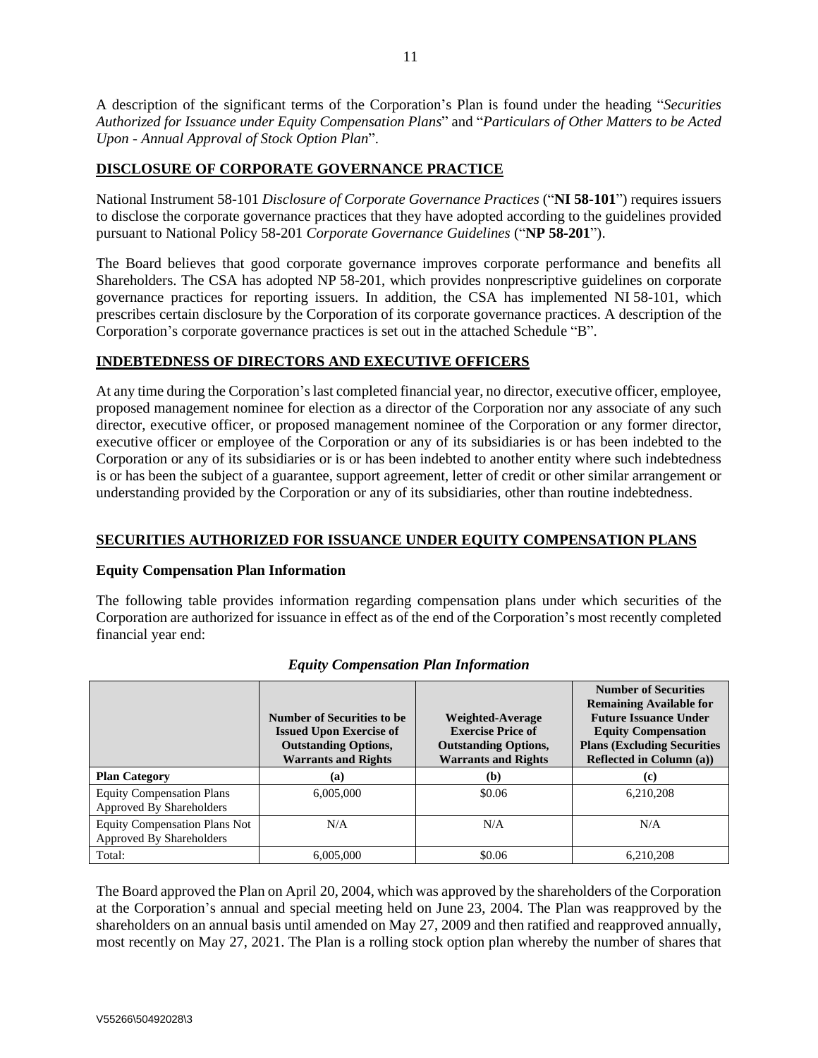A description of the significant terms of the Corporation's Plan is found under the heading "*Securities Authorized for Issuance under Equity Compensation Plans*" and "*Particulars of Other Matters to be Acted Upon - Annual Approval of Stock Option Plan*".

## DISCLOSURE OF CORPORATE GOVERNANCE PRACTICE

National Instrument 58-101 *Disclosure of Corporate Governance Practices* ("**NI 58-101**") requires issuers to disclose the corporate governance practices that they have adopted according to the guidelines provided pursuant to National Policy 58-201 *Corporate Governance Guidelines* ("**NP 58-201**").

The Board believes that good corporate governance improves corporate performance and benefits all Shareholders. The CSA has adopted NP 58-201, which provides nonprescriptive guidelines on corporate governance practices for reporting issuers. In addition, the CSA has implemented NI 58-101, which prescribes certain disclosure by the Corporation of its corporate governance practices. A description of the Corporation's corporate governance practices is set out in the attached Schedule "B".

## INDEBTEDNESS OF DIRECTORS AND EXECUTIVE OFFICERS

At any time during the Corporation's last completed financial year, no director, executive officer, employee, proposed management nominee for election as a director of the Corporation nor any associate of any such director, executive officer, or proposed management nominee of the Corporation or any former director, executive officer or employee of the Corporation or any of its subsidiaries is or has been indebted to the Corporation or any of its subsidiaries or is or has been indebted to another entity where such indebtedness is or has been the subject of a guarantee, support agreement, letter of credit or other similar arrangement or understanding provided by the Corporation or any of its subsidiaries, other than routine indebtedness.

## SECURITIES AUTHORIZED FOR ISSUANCE UNDER EQUITY COMPENSATION PLANS

### Equity Compensation Plan Information

The following table provides information regarding compensation plans under which securities of the Corporation are authorized for issuance in effect as of the end of the Corporation's most recently completed financial year end:

*Equity Compensation Plan Information*

| | Number of Securities to be Issued Upon Exercise of Outstanding Options, Warrants and Rights | Weighted-Average Exercise Price of Outstanding Options, Warrants and Rights | Number of Securities Remaining Available for Future Issuance Under Equity Compensation Plans (Excluding Securities Reflected in Column (a)) |
|---|---|---|---|
| **Plan Category** | **(a)** | **(b)** | **(c)** |
| Equity Compensation Plans Approved By Shareholders | 6,005,000 | $0.06 | 6,210,208 |
| Equity Compensation Plans Not Approved By Shareholders | N/A | N/A | N/A |
| Total: | 6,005,000 | $0.06 | 6,210,208 |

The Board approved the Plan on April 20, 2004, which was approved by the shareholders of the Corporation at the Corporation's annual and special meeting held on June 23, 2004. The Plan was reapproved by the shareholders on an annual basis until amended on May 27, 2009 and then ratified and reapproved annually, most recently on May 27, 2021. The Plan is a rolling stock option plan whereby the number of shares that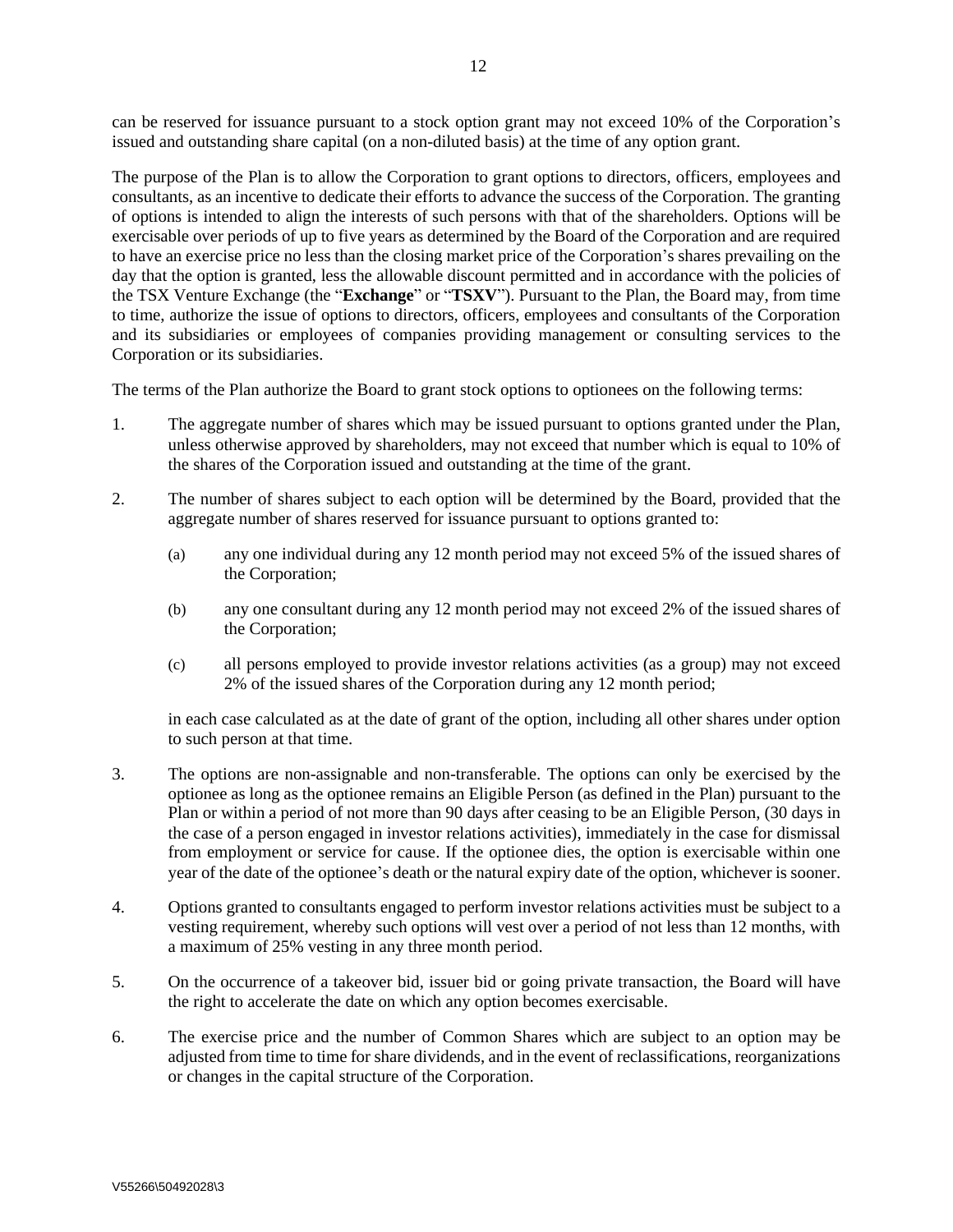can be reserved for issuance pursuant to a stock option grant may not exceed 10% of the Corporation's issued and outstanding share capital (on a non-diluted basis) at the time of any option grant.

The purpose of the Plan is to allow the Corporation to grant options to directors, officers, employees and consultants, as an incentive to dedicate their efforts to advance the success of the Corporation. The granting of options is intended to align the interests of such persons with that of the shareholders. Options will be exercisable over periods of up to five years as determined by the Board of the Corporation and are required to have an exercise price no less than the closing market price of the Corporation's shares prevailing on the day that the option is granted, less the allowable discount permitted and in accordance with the policies of the TSX Venture Exchange (the "**Exchange**" or "**TSXV**"). Pursuant to the Plan, the Board may, from time to time, authorize the issue of options to directors, officers, employees and consultants of the Corporation and its subsidiaries or employees of companies providing management or consulting services to the Corporation or its subsidiaries.

The terms of the Plan authorize the Board to grant stock options to optionees on the following terms:

1. The aggregate number of shares which may be issued pursuant to options granted under the Plan, unless otherwise approved by shareholders, may not exceed that number which is equal to 10% of the shares of the Corporation issued and outstanding at the time of the grant.

2. The number of shares subject to each option will be determined by the Board, provided that the aggregate number of shares reserved for issuance pursuant to options granted to:

   (a) any one individual during any 12 month period may not exceed 5% of the issued shares of the Corporation;

   (b) any one consultant during any 12 month period may not exceed 2% of the issued shares of the Corporation;

   (c) all persons employed to provide investor relations activities (as a group) may not exceed 2% of the issued shares of the Corporation during any 12 month period;

   in each case calculated as at the date of grant of the option, including all other shares under option to such person at that time.

3. The options are non-assignable and non-transferable. The options can only be exercised by the optionee as long as the optionee remains an Eligible Person (as defined in the Plan) pursuant to the Plan or within a period of not more than 90 days after ceasing to be an Eligible Person, (30 days in the case of a person engaged in investor relations activities), immediately in the case for dismissal from employment or service for cause. If the optionee dies, the option is exercisable within one year of the date of the optionee's death or the natural expiry date of the option, whichever is sooner.

4. Options granted to consultants engaged to perform investor relations activities must be subject to a vesting requirement, whereby such options will vest over a period of not less than 12 months, with a maximum of 25% vesting in any three month period.

5. On the occurrence of a takeover bid, issuer bid or going private transaction, the Board will have the right to accelerate the date on which any option becomes exercisable.

6. The exercise price and the number of Common Shares which are subject to an option may be adjusted from time to time for share dividends, and in the event of reclassifications, reorganizations or changes in the capital structure of the Corporation.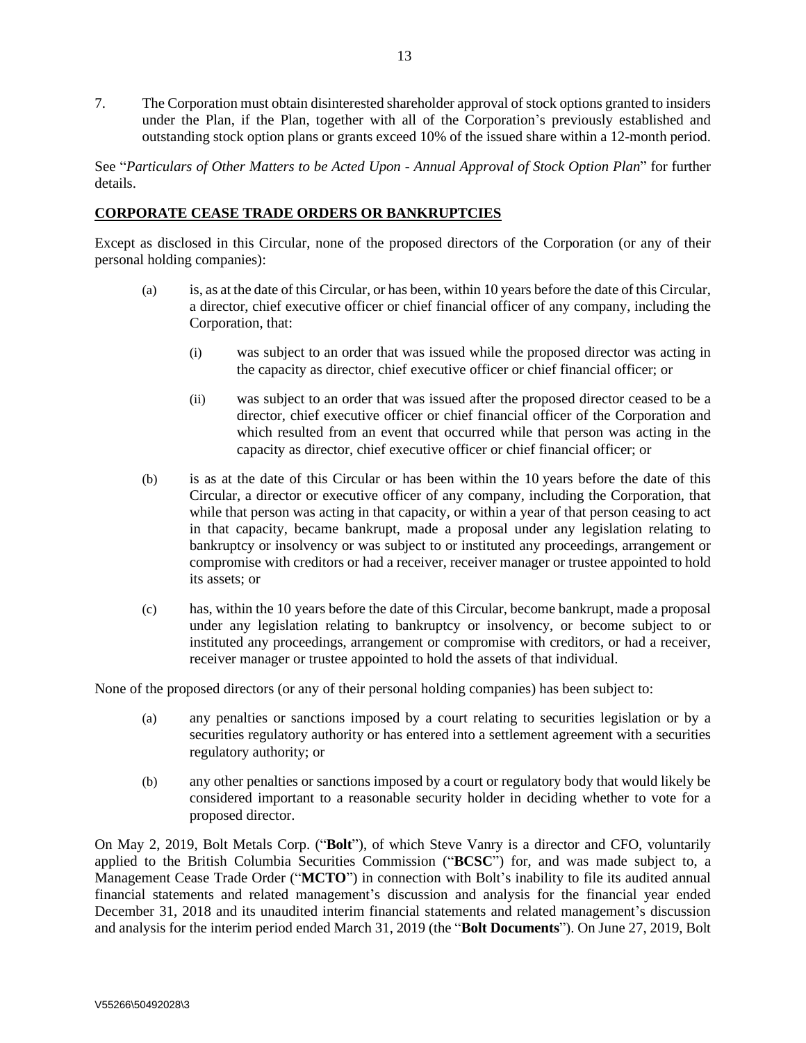7. The Corporation must obtain disinterested shareholder approval of stock options granted to insiders under the Plan, if the Plan, together with all of the Corporation's previously established and outstanding stock option plans or grants exceed 10% of the issued share within a 12-month period.

See "*Particulars of Other Matters to be Acted Upon - Annual Approval of Stock Option Plan*" for further details.

## CORPORATE CEASE TRADE ORDERS OR BANKRUPTCIES

Except as disclosed in this Circular, none of the proposed directors of the Corporation (or any of their personal holding companies):

(a) is, as at the date of this Circular, or has been, within 10 years before the date of this Circular, a director, chief executive officer or chief financial officer of any company, including the Corporation, that:

  (i) was subject to an order that was issued while the proposed director was acting in the capacity as director, chief executive officer or chief financial officer; or

  (ii) was subject to an order that was issued after the proposed director ceased to be a director, chief executive officer or chief financial officer of the Corporation and which resulted from an event that occurred while that person was acting in the capacity as director, chief executive officer or chief financial officer; or

(b) is as at the date of this Circular or has been within the 10 years before the date of this Circular, a director or executive officer of any company, including the Corporation, that while that person was acting in that capacity, or within a year of that person ceasing to act in that capacity, became bankrupt, made a proposal under any legislation relating to bankruptcy or insolvency or was subject to or instituted any proceedings, arrangement or compromise with creditors or had a receiver, receiver manager or trustee appointed to hold its assets; or

(c) has, within the 10 years before the date of this Circular, become bankrupt, made a proposal under any legislation relating to bankruptcy or insolvency, or become subject to or instituted any proceedings, arrangement or compromise with creditors, or had a receiver, receiver manager or trustee appointed to hold the assets of that individual.

None of the proposed directors (or any of their personal holding companies) has been subject to:

(a) any penalties or sanctions imposed by a court relating to securities legislation or by a securities regulatory authority or has entered into a settlement agreement with a securities regulatory authority; or

(b) any other penalties or sanctions imposed by a court or regulatory body that would likely be considered important to a reasonable security holder in deciding whether to vote for a proposed director.

On May 2, 2019, Bolt Metals Corp. ("**Bolt**"), of which Steve Vanry is a director and CFO, voluntarily applied to the British Columbia Securities Commission ("**BCSC**") for, and was made subject to, a Management Cease Trade Order ("**MCTO**") in connection with Bolt's inability to file its audited annual financial statements and related management's discussion and analysis for the financial year ended December 31, 2018 and its unaudited interim financial statements and related management's discussion and analysis for the interim period ended March 31, 2019 (the "**Bolt Documents**"). On June 27, 2019, Bolt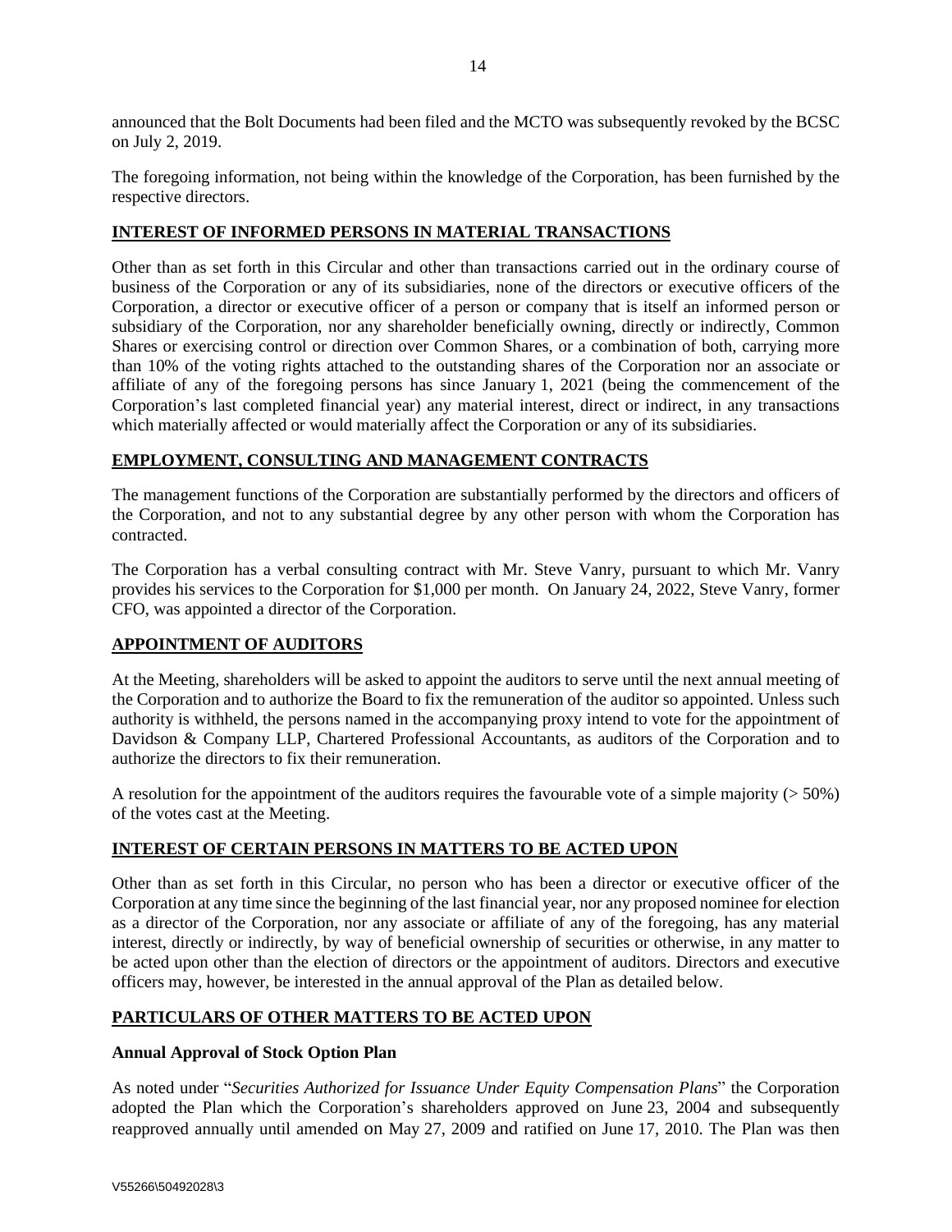announced that the Bolt Documents had been filed and the MCTO was subsequently revoked by the BCSC on July 2, 2019.

The foregoing information, not being within the knowledge of the Corporation, has been furnished by the respective directors.

## INTEREST OF INFORMED PERSONS IN MATERIAL TRANSACTIONS

Other than as set forth in this Circular and other than transactions carried out in the ordinary course of business of the Corporation or any of its subsidiaries, none of the directors or executive officers of the Corporation, a director or executive officer of a person or company that is itself an informed person or subsidiary of the Corporation, nor any shareholder beneficially owning, directly or indirectly, Common Shares or exercising control or direction over Common Shares, or a combination of both, carrying more than 10% of the voting rights attached to the outstanding shares of the Corporation nor an associate or affiliate of any of the foregoing persons has since January 1, 2021 (being the commencement of the Corporation's last completed financial year) any material interest, direct or indirect, in any transactions which materially affected or would materially affect the Corporation or any of its subsidiaries.

## EMPLOYMENT, CONSULTING AND MANAGEMENT CONTRACTS

The management functions of the Corporation are substantially performed by the directors and officers of the Corporation, and not to any substantial degree by any other person with whom the Corporation has contracted.

The Corporation has a verbal consulting contract with Mr. Steve Vanry, pursuant to which Mr. Vanry provides his services to the Corporation for $1,000 per month. On January 24, 2022, Steve Vanry, former CFO, was appointed a director of the Corporation.

## APPOINTMENT OF AUDITORS

At the Meeting, shareholders will be asked to appoint the auditors to serve until the next annual meeting of the Corporation and to authorize the Board to fix the remuneration of the auditor so appointed. Unless such authority is withheld, the persons named in the accompanying proxy intend to vote for the appointment of Davidson & Company LLP, Chartered Professional Accountants, as auditors of the Corporation and to authorize the directors to fix their remuneration.

A resolution for the appointment of the auditors requires the favourable vote of a simple majority (> 50%) of the votes cast at the Meeting.

## INTEREST OF CERTAIN PERSONS IN MATTERS TO BE ACTED UPON

Other than as set forth in this Circular, no person who has been a director or executive officer of the Corporation at any time since the beginning of the last financial year, nor any proposed nominee for election as a director of the Corporation, nor any associate or affiliate of any of the foregoing, has any material interest, directly or indirectly, by way of beneficial ownership of securities or otherwise, in any matter to be acted upon other than the election of directors or the appointment of auditors. Directors and executive officers may, however, be interested in the annual approval of the Plan as detailed below.

## PARTICULARS OF OTHER MATTERS TO BE ACTED UPON

### Annual Approval of Stock Option Plan

As noted under "*Securities Authorized for Issuance Under Equity Compensation Plans*" the Corporation adopted the Plan which the Corporation's shareholders approved on June 23, 2004 and subsequently reapproved annually until amended on May 27, 2009 and ratified on June 17, 2010. The Plan was then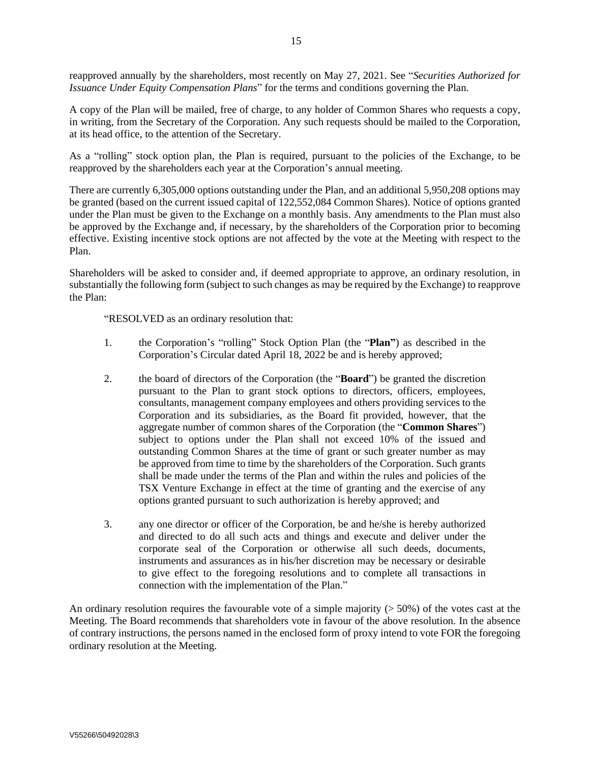reapproved annually by the shareholders, most recently on May 27, 2021. See "*Securities Authorized for Issuance Under Equity Compensation Plans*" for the terms and conditions governing the Plan.

A copy of the Plan will be mailed, free of charge, to any holder of Common Shares who requests a copy, in writing, from the Secretary of the Corporation. Any such requests should be mailed to the Corporation, at its head office, to the attention of the Secretary.

As a "rolling" stock option plan, the Plan is required, pursuant to the policies of the Exchange, to be reapproved by the shareholders each year at the Corporation's annual meeting.

There are currently 6,305,000 options outstanding under the Plan, and an additional 5,950,208 options may be granted (based on the current issued capital of 122,552,084 Common Shares). Notice of options granted under the Plan must be given to the Exchange on a monthly basis. Any amendments to the Plan must also be approved by the Exchange and, if necessary, by the shareholders of the Corporation prior to becoming effective. Existing incentive stock options are not affected by the vote at the Meeting with respect to the Plan.

Shareholders will be asked to consider and, if deemed appropriate to approve, an ordinary resolution, in substantially the following form (subject to such changes as may be required by the Exchange) to reapprove the Plan:

> "RESOLVED as an ordinary resolution that:
>
> 1. the Corporation's "rolling" Stock Option Plan (the "**Plan"**) as described in the Corporation's Circular dated April 18, 2022 be and is hereby approved;
>
> 2. the board of directors of the Corporation (the "**Board**") be granted the discretion pursuant to the Plan to grant stock options to directors, officers, employees, consultants, management company employees and others providing services to the Corporation and its subsidiaries, as the Board fit provided, however, that the aggregate number of common shares of the Corporation (the "**Common Shares**") subject to options under the Plan shall not exceed 10% of the issued and outstanding Common Shares at the time of grant or such greater number as may be approved from time to time by the shareholders of the Corporation. Such grants shall be made under the terms of the Plan and within the rules and policies of the TSX Venture Exchange in effect at the time of granting and the exercise of any options granted pursuant to such authorization is hereby approved; and
>
> 3. any one director or officer of the Corporation, be and he/she is hereby authorized and directed to do all such acts and things and execute and deliver under the corporate seal of the Corporation or otherwise all such deeds, documents, instruments and assurances as in his/her discretion may be necessary or desirable to give effect to the foregoing resolutions and to complete all transactions in connection with the implementation of the Plan."

An ordinary resolution requires the favourable vote of a simple majority (> 50%) of the votes cast at the Meeting. The Board recommends that shareholders vote in favour of the above resolution. In the absence of contrary instructions, the persons named in the enclosed form of proxy intend to vote FOR the foregoing ordinary resolution at the Meeting.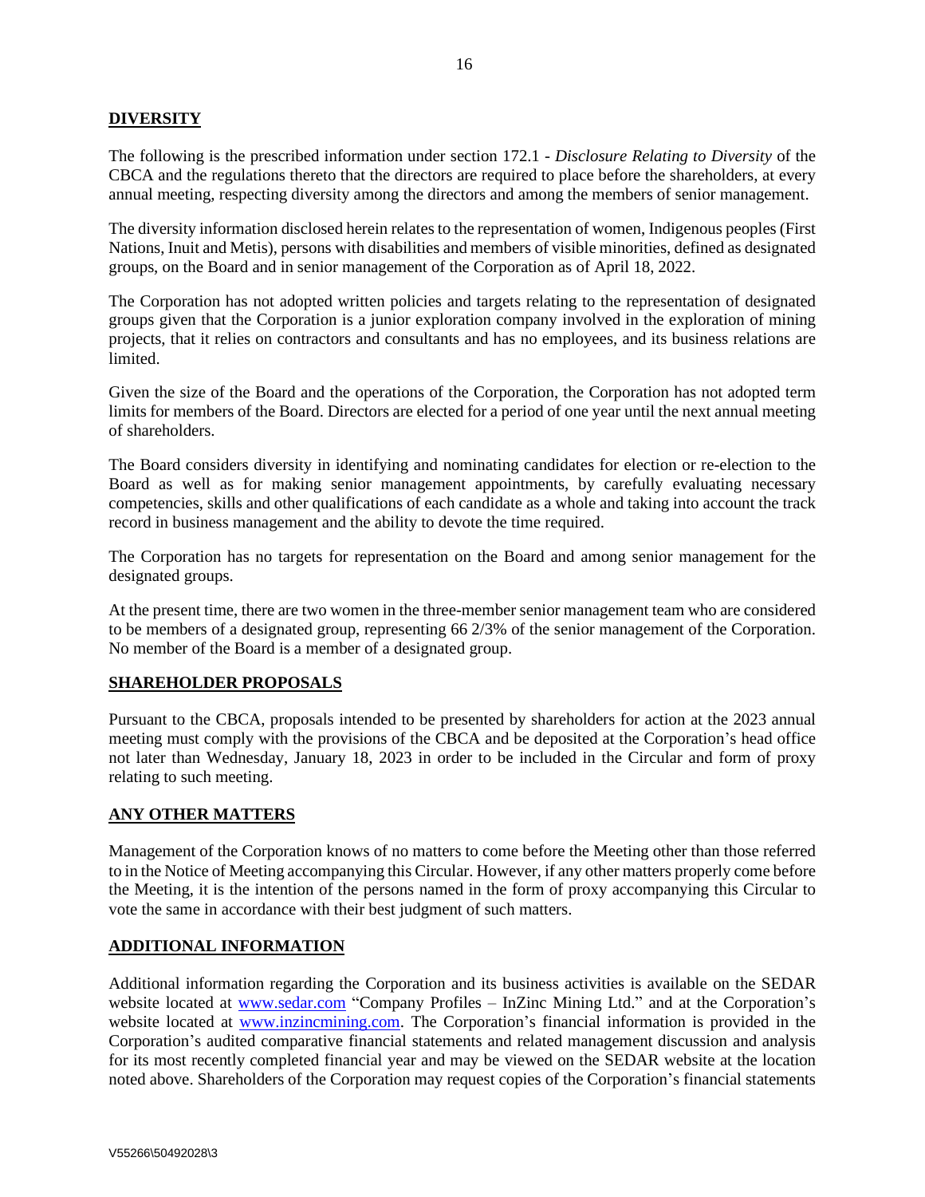## DIVERSITY

The following is the prescribed information under section 172.1 - *Disclosure Relating to Diversity* of the CBCA and the regulations thereto that the directors are required to place before the shareholders, at every annual meeting, respecting diversity among the directors and among the members of senior management.

The diversity information disclosed herein relates to the representation of women, Indigenous peoples (First Nations, Inuit and Metis), persons with disabilities and members of visible minorities, defined as designated groups, on the Board and in senior management of the Corporation as of April 18, 2022.

The Corporation has not adopted written policies and targets relating to the representation of designated groups given that the Corporation is a junior exploration company involved in the exploration of mining projects, that it relies on contractors and consultants and has no employees, and its business relations are limited.

Given the size of the Board and the operations of the Corporation, the Corporation has not adopted term limits for members of the Board. Directors are elected for a period of one year until the next annual meeting of shareholders.

The Board considers diversity in identifying and nominating candidates for election or re-election to the Board as well as for making senior management appointments, by carefully evaluating necessary competencies, skills and other qualifications of each candidate as a whole and taking into account the track record in business management and the ability to devote the time required.

The Corporation has no targets for representation on the Board and among senior management for the designated groups.

At the present time, there are two women in the three-member senior management team who are considered to be members of a designated group, representing 66 2/3% of the senior management of the Corporation. No member of the Board is a member of a designated group.

## SHAREHOLDER PROPOSALS

Pursuant to the CBCA, proposals intended to be presented by shareholders for action at the 2023 annual meeting must comply with the provisions of the CBCA and be deposited at the Corporation's head office not later than Wednesday, January 18, 2023 in order to be included in the Circular and form of proxy relating to such meeting.

## ANY OTHER MATTERS

Management of the Corporation knows of no matters to come before the Meeting other than those referred to in the Notice of Meeting accompanying this Circular. However, if any other matters properly come before the Meeting, it is the intention of the persons named in the form of proxy accompanying this Circular to vote the same in accordance with their best judgment of such matters.

## ADDITIONAL INFORMATION

Additional information regarding the Corporation and its business activities is available on the SEDAR website located at www.sedar.com "Company Profiles – InZinc Mining Ltd." and at the Corporation's website located at www.inzincmining.com. The Corporation's financial information is provided in the Corporation's audited comparative financial statements and related management discussion and analysis for its most recently completed financial year and may be viewed on the SEDAR website at the location noted above. Shareholders of the Corporation may request copies of the Corporation's financial statements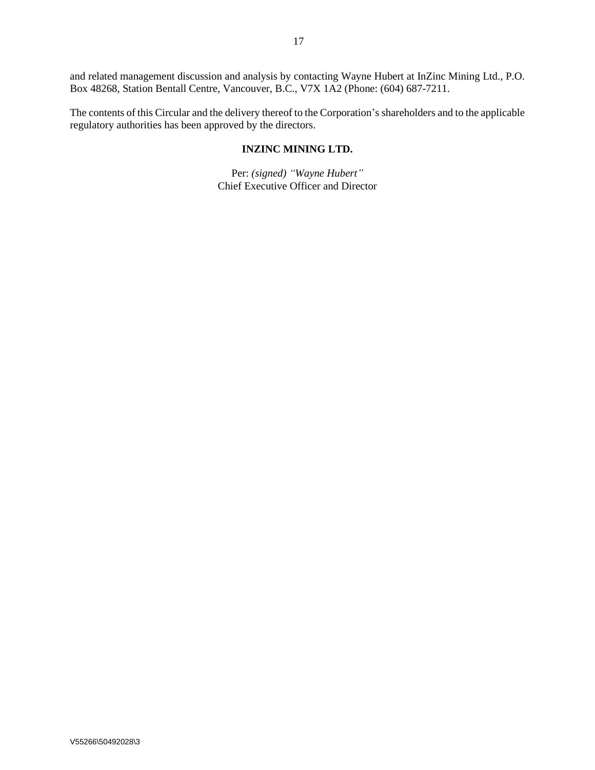and related management discussion and analysis by contacting Wayne Hubert at InZinc Mining Ltd., P.O. Box 48268, Station Bentall Centre, Vancouver, B.C., V7X 1A2 (Phone: (604) 687-7211.

The contents of this Circular and the delivery thereof to the Corporation's shareholders and to the applicable regulatory authorities has been approved by the directors.

**INZINC MINING LTD.**

Per: *(signed) "Wayne Hubert"*
Chief Executive Officer and Director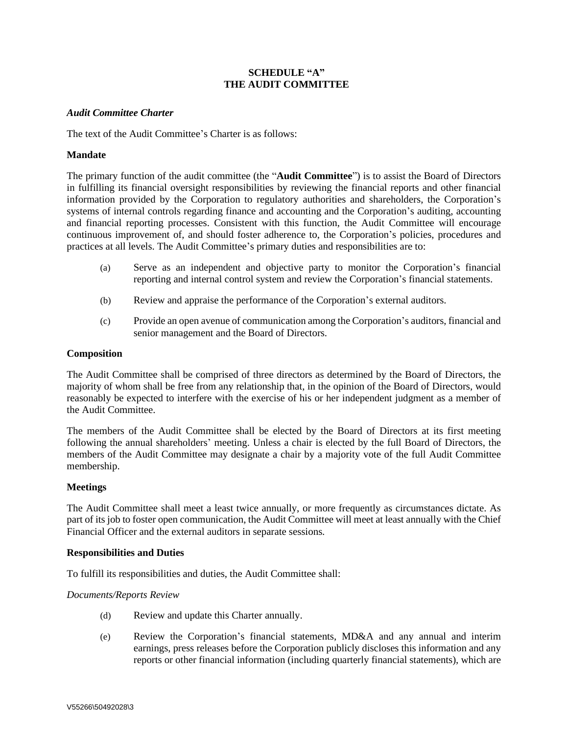## SCHEDULE "A"
## THE AUDIT COMMITTEE

***Audit Committee Charter***

The text of the Audit Committee's Charter is as follows:

**Mandate**

The primary function of the audit committee (the "**Audit Committee**") is to assist the Board of Directors in fulfilling its financial oversight responsibilities by reviewing the financial reports and other financial information provided by the Corporation to regulatory authorities and shareholders, the Corporation's systems of internal controls regarding finance and accounting and the Corporation's auditing, accounting and financial reporting processes. Consistent with this function, the Audit Committee will encourage continuous improvement of, and should foster adherence to, the Corporation's policies, procedures and practices at all levels. The Audit Committee's primary duties and responsibilities are to:

(a) Serve as an independent and objective party to monitor the Corporation's financial reporting and internal control system and review the Corporation's financial statements.

(b) Review and appraise the performance of the Corporation's external auditors.

(c) Provide an open avenue of communication among the Corporation's auditors, financial and senior management and the Board of Directors.

**Composition**

The Audit Committee shall be comprised of three directors as determined by the Board of Directors, the majority of whom shall be free from any relationship that, in the opinion of the Board of Directors, would reasonably be expected to interfere with the exercise of his or her independent judgment as a member of the Audit Committee.

The members of the Audit Committee shall be elected by the Board of Directors at its first meeting following the annual shareholders' meeting. Unless a chair is elected by the full Board of Directors, the members of the Audit Committee may designate a chair by a majority vote of the full Audit Committee membership.

**Meetings**

The Audit Committee shall meet a least twice annually, or more frequently as circumstances dictate. As part of its job to foster open communication, the Audit Committee will meet at least annually with the Chief Financial Officer and the external auditors in separate sessions.

**Responsibilities and Duties**

To fulfill its responsibilities and duties, the Audit Committee shall:

*Documents/Reports Review*

(d) Review and update this Charter annually.

(e) Review the Corporation's financial statements, MD&A and any annual and interim earnings, press releases before the Corporation publicly discloses this information and any reports or other financial information (including quarterly financial statements), which are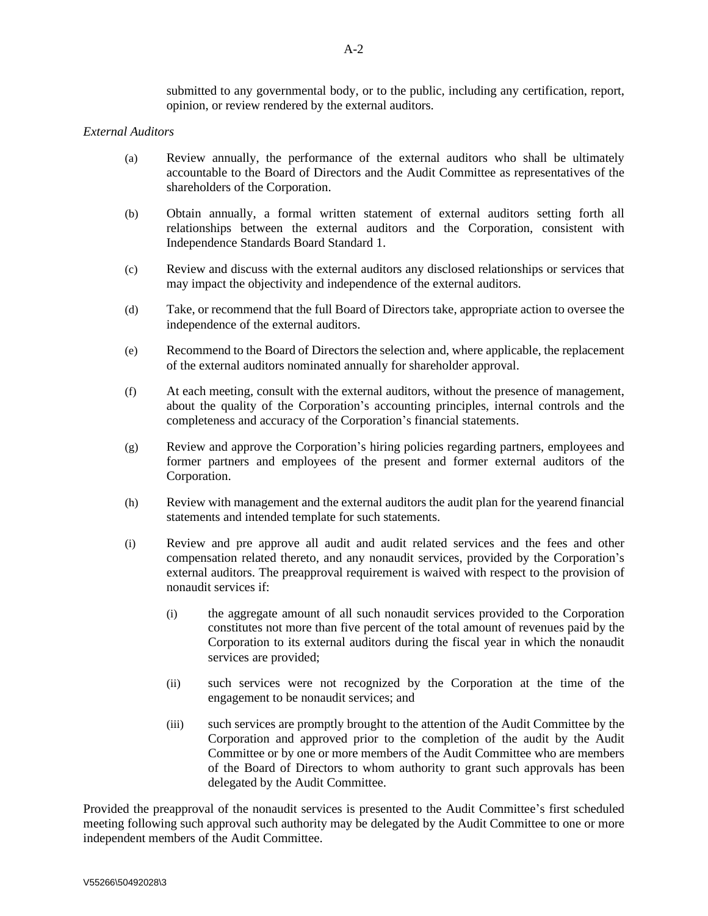submitted to any governmental body, or to the public, including any certification, report, opinion, or review rendered by the external auditors.

*External Auditors*

(a) Review annually, the performance of the external auditors who shall be ultimately accountable to the Board of Directors and the Audit Committee as representatives of the shareholders of the Corporation.

(b) Obtain annually, a formal written statement of external auditors setting forth all relationships between the external auditors and the Corporation, consistent with Independence Standards Board Standard 1.

(c) Review and discuss with the external auditors any disclosed relationships or services that may impact the objectivity and independence of the external auditors.

(d) Take, or recommend that the full Board of Directors take, appropriate action to oversee the independence of the external auditors.

(e) Recommend to the Board of Directors the selection and, where applicable, the replacement of the external auditors nominated annually for shareholder approval.

(f) At each meeting, consult with the external auditors, without the presence of management, about the quality of the Corporation's accounting principles, internal controls and the completeness and accuracy of the Corporation's financial statements.

(g) Review and approve the Corporation's hiring policies regarding partners, employees and former partners and employees of the present and former external auditors of the Corporation.

(h) Review with management and the external auditors the audit plan for the yearend financial statements and intended template for such statements.

(i) Review and pre approve all audit and audit related services and the fees and other compensation related thereto, and any nonaudit services, provided by the Corporation's external auditors. The preapproval requirement is waived with respect to the provision of nonaudit services if:

   (i) the aggregate amount of all such nonaudit services provided to the Corporation constitutes not more than five percent of the total amount of revenues paid by the Corporation to its external auditors during the fiscal year in which the nonaudit services are provided;

   (ii) such services were not recognized by the Corporation at the time of the engagement to be nonaudit services; and

   (iii) such services are promptly brought to the attention of the Audit Committee by the Corporation and approved prior to the completion of the audit by the Audit Committee or by one or more members of the Audit Committee who are members of the Board of Directors to whom authority to grant such approvals has been delegated by the Audit Committee.

Provided the preapproval of the nonaudit services is presented to the Audit Committee's first scheduled meeting following such approval such authority may be delegated by the Audit Committee to one or more independent members of the Audit Committee.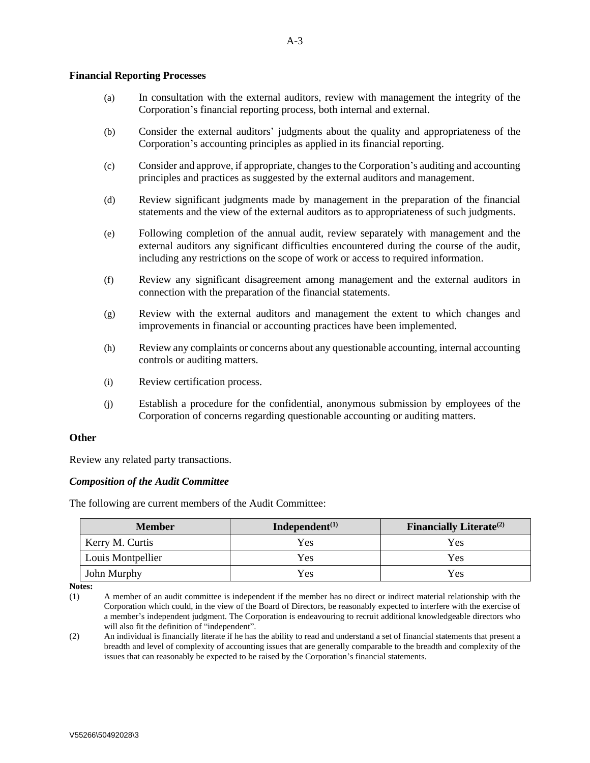**Financial Reporting Processes**

(a) In consultation with the external auditors, review with management the integrity of the Corporation's financial reporting process, both internal and external.

(b) Consider the external auditors' judgments about the quality and appropriateness of the Corporation's accounting principles as applied in its financial reporting.

(c) Consider and approve, if appropriate, changes to the Corporation's auditing and accounting principles and practices as suggested by the external auditors and management.

(d) Review significant judgments made by management in the preparation of the financial statements and the view of the external auditors as to appropriateness of such judgments.

(e) Following completion of the annual audit, review separately with management and the external auditors any significant difficulties encountered during the course of the audit, including any restrictions on the scope of work or access to required information.

(f) Review any significant disagreement among management and the external auditors in connection with the preparation of the financial statements.

(g) Review with the external auditors and management the extent to which changes and improvements in financial or accounting practices have been implemented.

(h) Review any complaints or concerns about any questionable accounting, internal accounting controls or auditing matters.

(i) Review certification process.

(j) Establish a procedure for the confidential, anonymous submission by employees of the Corporation of concerns regarding questionable accounting or auditing matters.

**Other**

Review any related party transactions.

***Composition of the Audit Committee***

The following are current members of the Audit Committee:

| Member | Independent[(1)] | Financially Literate[(2)] |
|---|---|---|
| Kerry M. Curtis | Yes | Yes |
| Louis Montpellier | Yes | Yes |
| John Murphy | Yes | Yes |

**Notes:**

(1) A member of an audit committee is independent if the member has no direct or indirect material relationship with the Corporation which could, in the view of the Board of Directors, be reasonably expected to interfere with the exercise of a member's independent judgment. The Corporation is endeavouring to recruit additional knowledgeable directors who will also fit the definition of "independent".

(2) An individual is financially literate if he has the ability to read and understand a set of financial statements that present a breadth and level of complexity of accounting issues that are generally comparable to the breadth and complexity of the issues that can reasonably be expected to be raised by the Corporation's financial statements.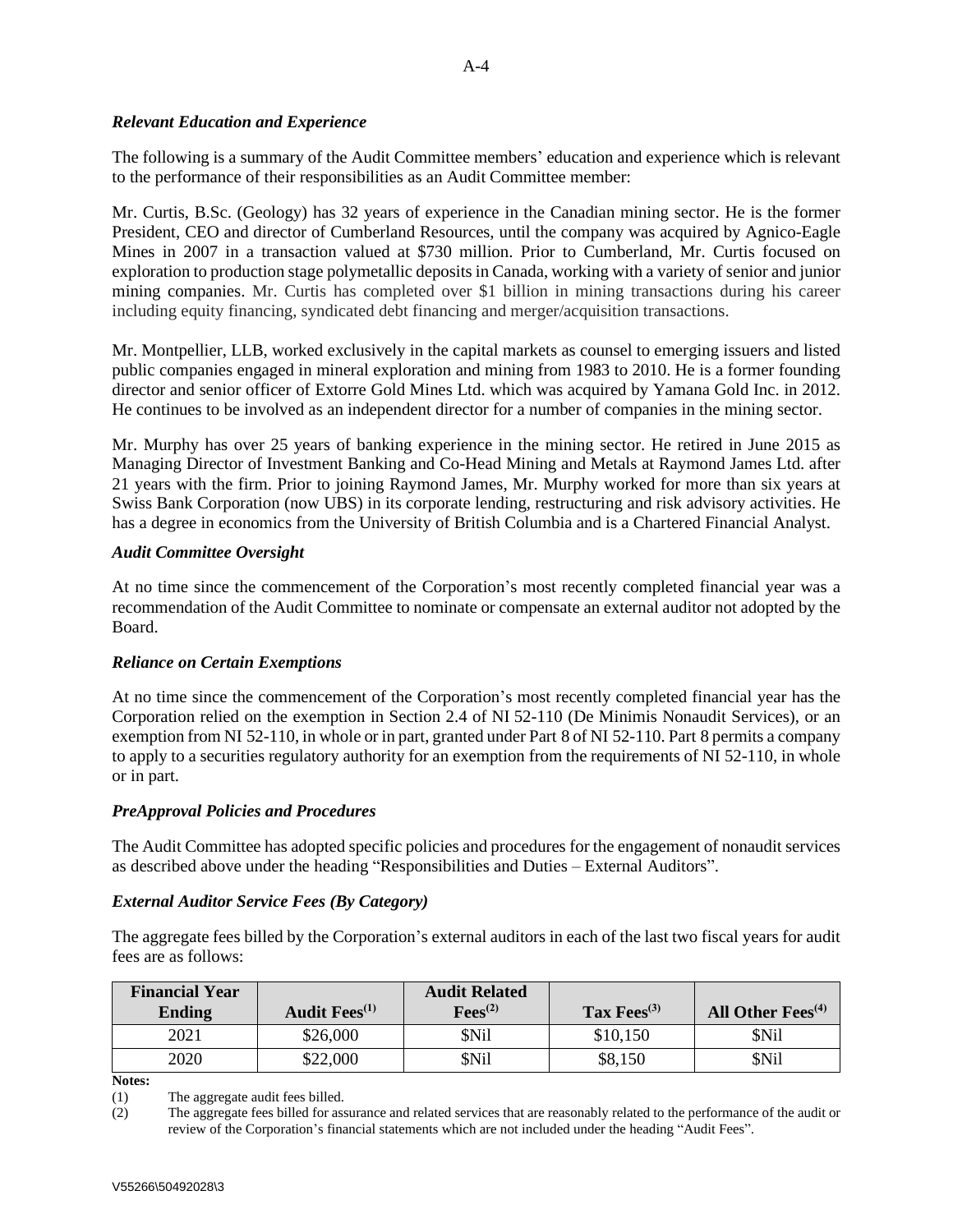### *Relevant Education and Experience*

The following is a summary of the Audit Committee members' education and experience which is relevant to the performance of their responsibilities as an Audit Committee member:

Mr. Curtis, B.Sc. (Geology) has 32 years of experience in the Canadian mining sector. He is the former President, CEO and director of Cumberland Resources, until the company was acquired by Agnico-Eagle Mines in 2007 in a transaction valued at $730 million. Prior to Cumberland, Mr. Curtis focused on exploration to production stage polymetallic deposits in Canada, working with a variety of senior and junior mining companies. Mr. Curtis has completed over $1 billion in mining transactions during his career including equity financing, syndicated debt financing and merger/acquisition transactions.

Mr. Montpellier, LLB, worked exclusively in the capital markets as counsel to emerging issuers and listed public companies engaged in mineral exploration and mining from 1983 to 2010. He is a former founding director and senior officer of Extorre Gold Mines Ltd. which was acquired by Yamana Gold Inc. in 2012. He continues to be involved as an independent director for a number of companies in the mining sector.

Mr. Murphy has over 25 years of banking experience in the mining sector. He retired in June 2015 as Managing Director of Investment Banking and Co-Head Mining and Metals at Raymond James Ltd. after 21 years with the firm. Prior to joining Raymond James, Mr. Murphy worked for more than six years at Swiss Bank Corporation (now UBS) in its corporate lending, restructuring and risk advisory activities. He has a degree in economics from the University of British Columbia and is a Chartered Financial Analyst.

### *Audit Committee Oversight*

At no time since the commencement of the Corporation's most recently completed financial year was a recommendation of the Audit Committee to nominate or compensate an external auditor not adopted by the Board.

### *Reliance on Certain Exemptions*

At no time since the commencement of the Corporation's most recently completed financial year has the Corporation relied on the exemption in Section 2.4 of NI 52-110 (De Minimis Nonaudit Services), or an exemption from NI 52-110, in whole or in part, granted under Part 8 of NI 52-110. Part 8 permits a company to apply to a securities regulatory authority for an exemption from the requirements of NI 52-110, in whole or in part.

### *PreApproval Policies and Procedures*

The Audit Committee has adopted specific policies and procedures for the engagement of nonaudit services as described above under the heading "Responsibilities and Duties – External Auditors".

### *External Auditor Service Fees (By Category)*

The aggregate fees billed by the Corporation's external auditors in each of the last two fiscal years for audit fees are as follows:

| Financial Year Ending | Audit Fees[(1)] | Audit Related Fees[(2)] | Tax Fees[(3)] | All Other Fees[(4)] |
|---|---|---|---|---|
| 2021 | $26,000 | $Nil | $10,150 | $Nil |
| 2020 | $22,000 | $Nil | $8,150 | $Nil |

**Notes:**

(1) The aggregate audit fees billed.

(2) The aggregate fees billed for assurance and related services that are reasonably related to the performance of the audit or review of the Corporation's financial statements which are not included under the heading "Audit Fees".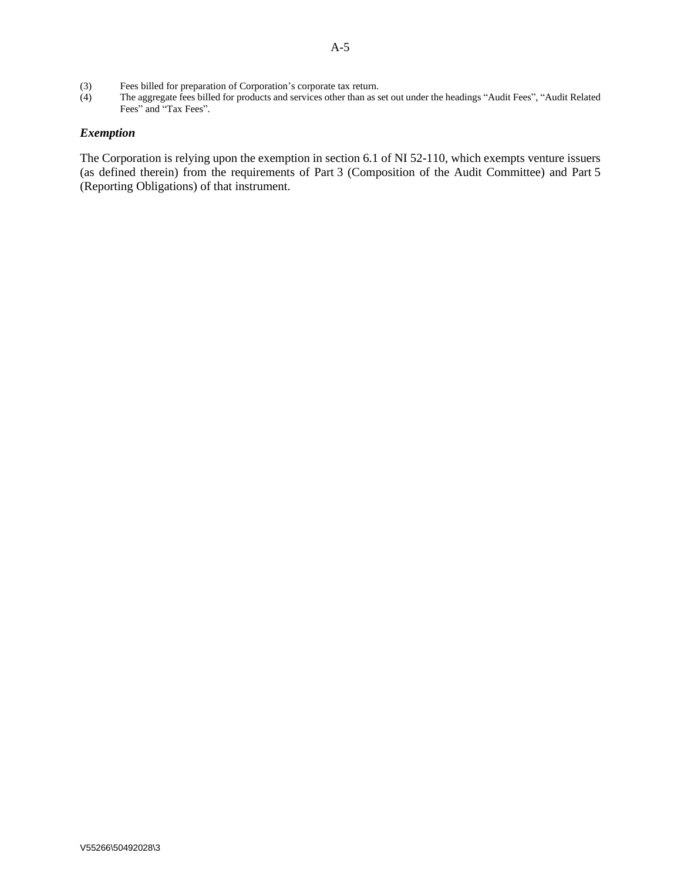(3) Fees billed for preparation of Corporation's corporate tax return.

(4) The aggregate fees billed for products and services other than as set out under the headings "Audit Fees", "Audit Related Fees" and "Tax Fees".

### *Exemption*

The Corporation is relying upon the exemption in section 6.1 of NI 52-110, which exempts venture issuers (as defined therein) from the requirements of Part 3 (Composition of the Audit Committee) and Part 5 (Reporting Obligations) of that instrument.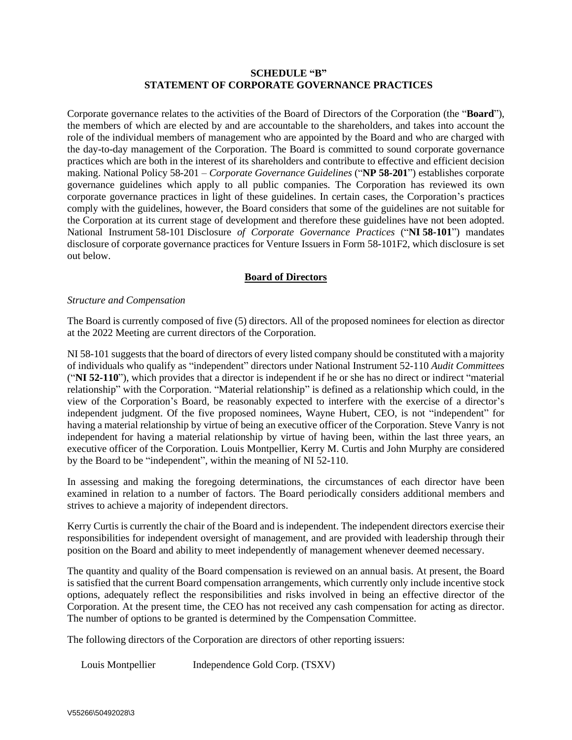# SCHEDULE "B"
# STATEMENT OF CORPORATE GOVERNANCE PRACTICES

Corporate governance relates to the activities of the Board of Directors of the Corporation (the "**Board**"), the members of which are elected by and are accountable to the shareholders, and takes into account the role of the individual members of management who are appointed by the Board and who are charged with the day-to-day management of the Corporation. The Board is committed to sound corporate governance practices which are both in the interest of its shareholders and contribute to effective and efficient decision making. National Policy 58-201 – *Corporate Governance Guidelines* ("**NP 58-201**") establishes corporate governance guidelines which apply to all public companies. The Corporation has reviewed its own corporate governance practices in light of these guidelines. In certain cases, the Corporation's practices comply with the guidelines, however, the Board considers that some of the guidelines are not suitable for the Corporation at its current stage of development and therefore these guidelines have not been adopted. National Instrument 58-101 Disclosure *of Corporate Governance Practices* ("**NI 58-101**") mandates disclosure of corporate governance practices for Venture Issuers in Form 58-101F2, which disclosure is set out below.

## Board of Directors

*Structure and Compensation*

The Board is currently composed of five (5) directors. All of the proposed nominees for election as director at the 2022 Meeting are current directors of the Corporation.

NI 58-101 suggests that the board of directors of every listed company should be constituted with a majority of individuals who qualify as "independent" directors under National Instrument 52-110 *Audit Committees* ("**NI 52-110**"), which provides that a director is independent if he or she has no direct or indirect "material relationship" with the Corporation. "Material relationship" is defined as a relationship which could, in the view of the Corporation's Board, be reasonably expected to interfere with the exercise of a director's independent judgment. Of the five proposed nominees, Wayne Hubert, CEO, is not "independent" for having a material relationship by virtue of being an executive officer of the Corporation. Steve Vanry is not independent for having a material relationship by virtue of having been, within the last three years, an executive officer of the Corporation. Louis Montpellier, Kerry M. Curtis and John Murphy are considered by the Board to be "independent", within the meaning of NI 52-110.

In assessing and making the foregoing determinations, the circumstances of each director have been examined in relation to a number of factors. The Board periodically considers additional members and strives to achieve a majority of independent directors.

Kerry Curtis is currently the chair of the Board and is independent. The independent directors exercise their responsibilities for independent oversight of management, and are provided with leadership through their position on the Board and ability to meet independently of management whenever deemed necessary.

The quantity and quality of the Board compensation is reviewed on an annual basis. At present, the Board is satisfied that the current Board compensation arrangements, which currently only include incentive stock options, adequately reflect the responsibilities and risks involved in being an effective director of the Corporation. At the present time, the CEO has not received any cash compensation for acting as director. The number of options to be granted is determined by the Compensation Committee.

The following directors of the Corporation are directors of other reporting issuers:

| | |
|---|---|
| Louis Montpellier | Independence Gold Corp. (TSXV) |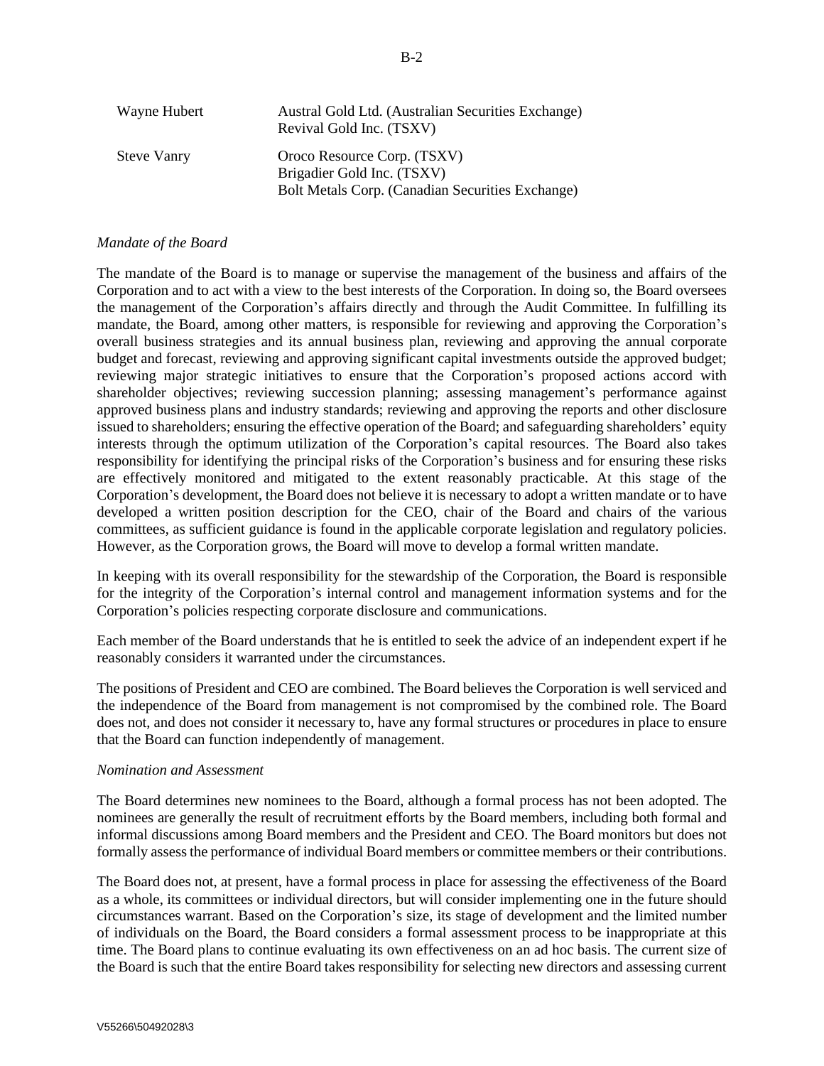| | |
|---|---|
| Wayne Hubert | Austral Gold Ltd. (Australian Securities Exchange)<br>Revival Gold Inc. (TSXV) |
| Steve Vanry | Oroco Resource Corp. (TSXV)<br>Brigadier Gold Inc. (TSXV)<br>Bolt Metals Corp. (Canadian Securities Exchange) |

*Mandate of the Board*

The mandate of the Board is to manage or supervise the management of the business and affairs of the Corporation and to act with a view to the best interests of the Corporation. In doing so, the Board oversees the management of the Corporation's affairs directly and through the Audit Committee. In fulfilling its mandate, the Board, among other matters, is responsible for reviewing and approving the Corporation's overall business strategies and its annual business plan, reviewing and approving the annual corporate budget and forecast, reviewing and approving significant capital investments outside the approved budget; reviewing major strategic initiatives to ensure that the Corporation's proposed actions accord with shareholder objectives; reviewing succession planning; assessing management's performance against approved business plans and industry standards; reviewing and approving the reports and other disclosure issued to shareholders; ensuring the effective operation of the Board; and safeguarding shareholders' equity interests through the optimum utilization of the Corporation's capital resources. The Board also takes responsibility for identifying the principal risks of the Corporation's business and for ensuring these risks are effectively monitored and mitigated to the extent reasonably practicable. At this stage of the Corporation's development, the Board does not believe it is necessary to adopt a written mandate or to have developed a written position description for the CEO, chair of the Board and chairs of the various committees, as sufficient guidance is found in the applicable corporate legislation and regulatory policies. However, as the Corporation grows, the Board will move to develop a formal written mandate.

In keeping with its overall responsibility for the stewardship of the Corporation, the Board is responsible for the integrity of the Corporation's internal control and management information systems and for the Corporation's policies respecting corporate disclosure and communications.

Each member of the Board understands that he is entitled to seek the advice of an independent expert if he reasonably considers it warranted under the circumstances.

The positions of President and CEO are combined. The Board believes the Corporation is well serviced and the independence of the Board from management is not compromised by the combined role. The Board does not, and does not consider it necessary to, have any formal structures or procedures in place to ensure that the Board can function independently of management.

*Nomination and Assessment*

The Board determines new nominees to the Board, although a formal process has not been adopted. The nominees are generally the result of recruitment efforts by the Board members, including both formal and informal discussions among Board members and the President and CEO. The Board monitors but does not formally assess the performance of individual Board members or committee members or their contributions.

The Board does not, at present, have a formal process in place for assessing the effectiveness of the Board as a whole, its committees or individual directors, but will consider implementing one in the future should circumstances warrant. Based on the Corporation's size, its stage of development and the limited number of individuals on the Board, the Board considers a formal assessment process to be inappropriate at this time. The Board plans to continue evaluating its own effectiveness on an ad hoc basis. The current size of the Board is such that the entire Board takes responsibility for selecting new directors and assessing current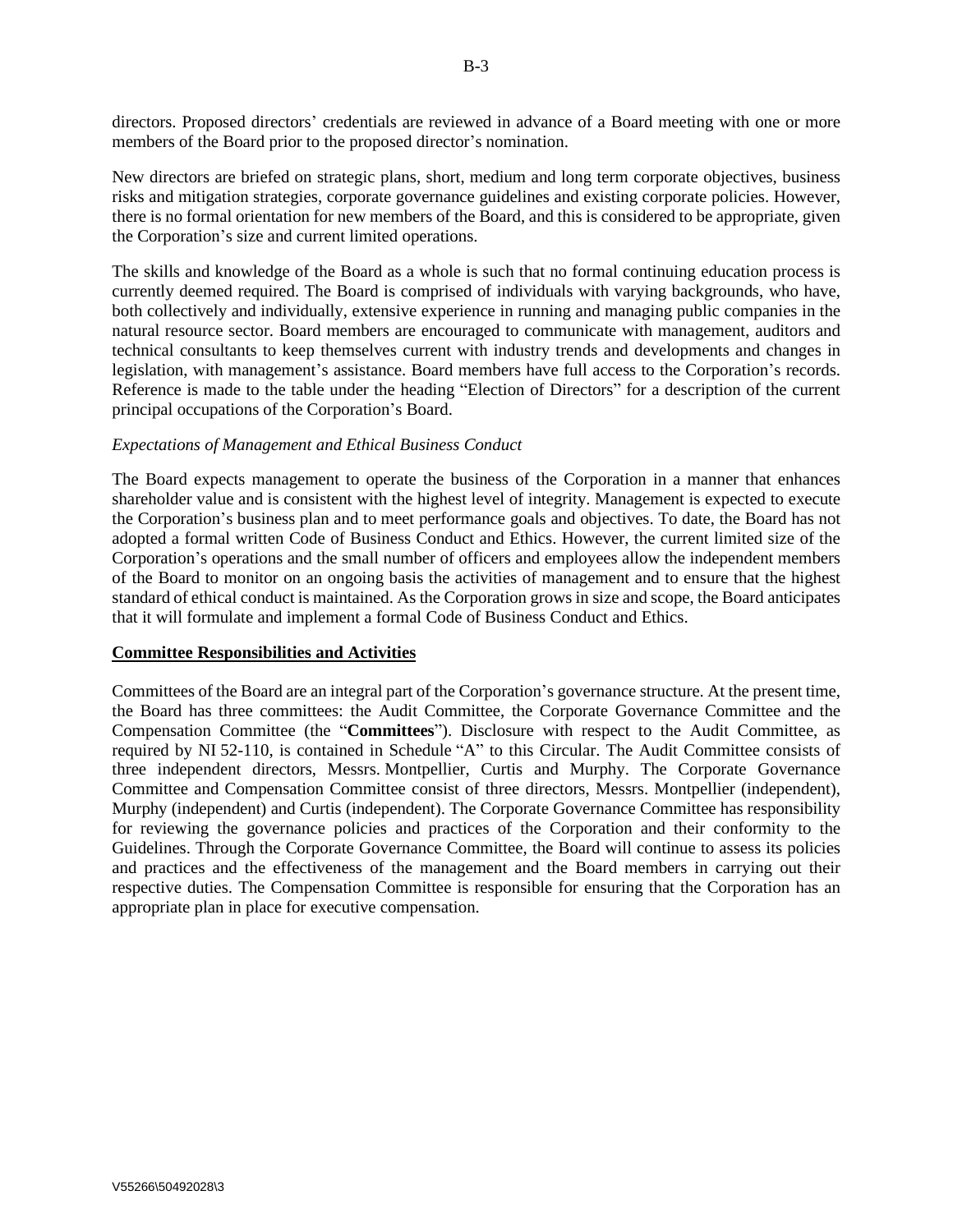directors. Proposed directors' credentials are reviewed in advance of a Board meeting with one or more members of the Board prior to the proposed director's nomination.

New directors are briefed on strategic plans, short, medium and long term corporate objectives, business risks and mitigation strategies, corporate governance guidelines and existing corporate policies. However, there is no formal orientation for new members of the Board, and this is considered to be appropriate, given the Corporation's size and current limited operations.

The skills and knowledge of the Board as a whole is such that no formal continuing education process is currently deemed required. The Board is comprised of individuals with varying backgrounds, who have, both collectively and individually, extensive experience in running and managing public companies in the natural resource sector. Board members are encouraged to communicate with management, auditors and technical consultants to keep themselves current with industry trends and developments and changes in legislation, with management's assistance. Board members have full access to the Corporation's records. Reference is made to the table under the heading "Election of Directors" for a description of the current principal occupations of the Corporation's Board.

*Expectations of Management and Ethical Business Conduct*

The Board expects management to operate the business of the Corporation in a manner that enhances shareholder value and is consistent with the highest level of integrity. Management is expected to execute the Corporation's business plan and to meet performance goals and objectives. To date, the Board has not adopted a formal written Code of Business Conduct and Ethics. However, the current limited size of the Corporation's operations and the small number of officers and employees allow the independent members of the Board to monitor on an ongoing basis the activities of management and to ensure that the highest standard of ethical conduct is maintained. As the Corporation grows in size and scope, the Board anticipates that it will formulate and implement a formal Code of Business Conduct and Ethics.

**Committee Responsibilities and Activities**

Committees of the Board are an integral part of the Corporation's governance structure. At the present time, the Board has three committees: the Audit Committee, the Corporate Governance Committee and the Compensation Committee (the "**Committees**"). Disclosure with respect to the Audit Committee, as required by NI 52-110, is contained in Schedule "A" to this Circular. The Audit Committee consists of three independent directors, Messrs. Montpellier, Curtis and Murphy. The Corporate Governance Committee and Compensation Committee consist of three directors, Messrs. Montpellier (independent), Murphy (independent) and Curtis (independent). The Corporate Governance Committee has responsibility for reviewing the governance policies and practices of the Corporation and their conformity to the Guidelines. Through the Corporate Governance Committee, the Board will continue to assess its policies and practices and the effectiveness of the management and the Board members in carrying out their respective duties. The Compensation Committee is responsible for ensuring that the Corporation has an appropriate plan in place for executive compensation.